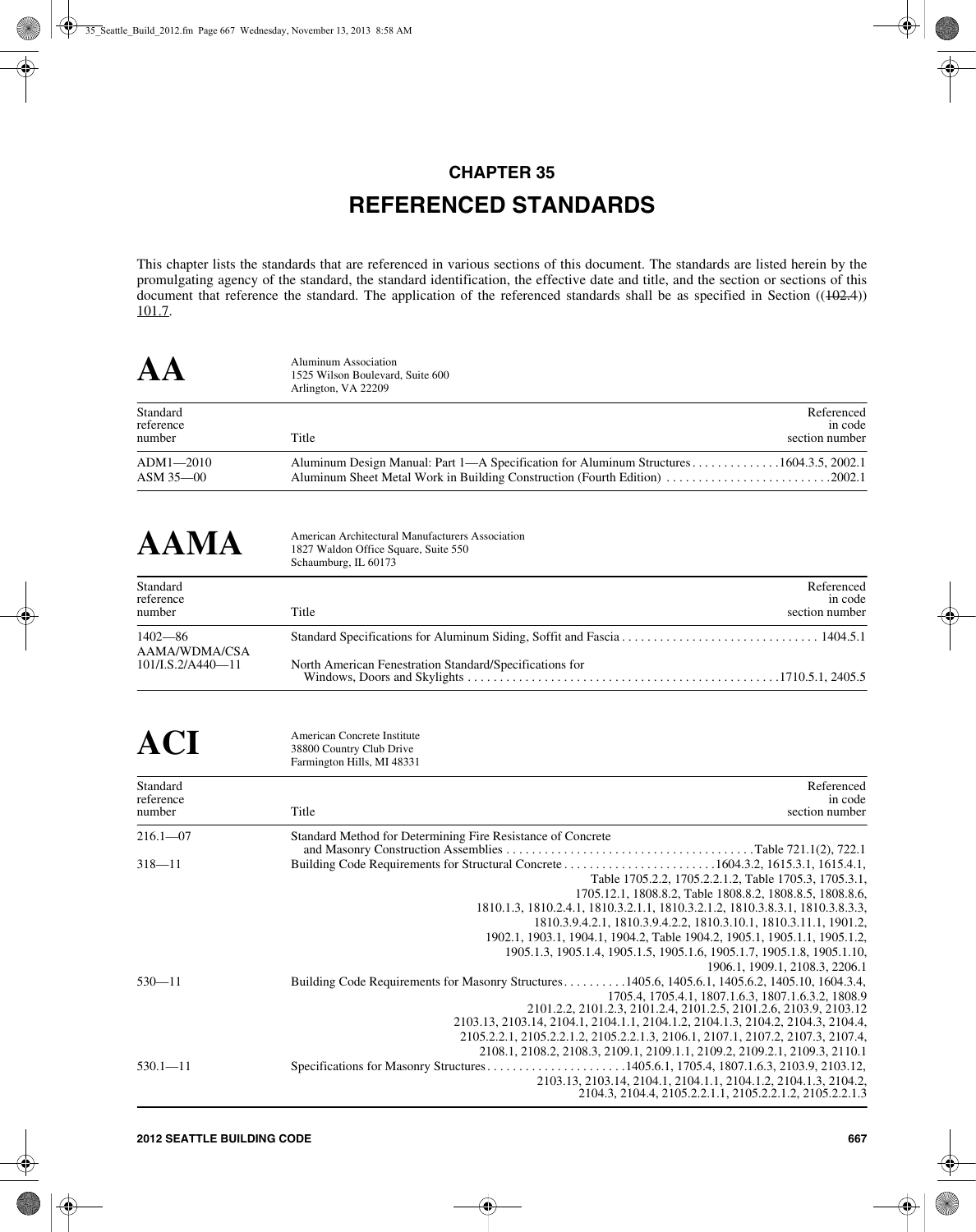# CHAPTER 35

# REFERENCED STANDARDS

This chapter lists the standards that are referenced in various sections of this document. The standards are listed herein by the promulgating agency of the standard, the standard identification, the effective date and title, and the section or sections of this document that reference the standard. The application of the referenced standards shall be as specified in Section ((~~102.4~~)) 101.7.

## AA

Aluminum Association
1525 Wilson Boulevard, Suite 600
Arlington, VA 22209

| Standard reference number | Title | Referenced in code section number |
|---|---|---|
| ADM1—2010 | Aluminum Design Manual: Part 1—A Specification for Aluminum Structures | 1604.3.5, 2002.1 |
| ASM 35—00 | Aluminum Sheet Metal Work in Building Construction (Fourth Edition) | 2002.1 |

## AAMA

American Architectural Manufacturers Association
1827 Waldon Office Square, Suite 550
Schaumburg, IL 60173

| Standard reference number | Title | Referenced in code section number |
|---|---|---|
| 1402—86 | Standard Specifications for Aluminum Siding, Soffit and Fascia | 1404.5.1 |
| AAMA/WDMA/CSA 101/I.S.2/A440—11 | North American Fenestration Standard/Specifications for Windows, Doors and Skylights | 1710.5.1, 2405.5 |

## ACI

American Concrete Institute
38800 Country Club Drive
Farmington Hills, MI 48331

| Standard reference number | Title | Referenced in code section number |
|---|---|---|
| 216.1—07 | Standard Method for Determining Fire Resistance of Concrete and Masonry Construction Assemblies | Table 721.1(2), 722.1 |
| 318—11 | Building Code Requirements for Structural Concrete | 1604.3.2, 1615.3.1, 1615.4.1, Table 1705.2.2, 1705.2.2.1.2, Table 1705.3, 1705.3.1, 1705.12.1, 1808.8.2, Table 1808.8.2, 1808.8.5, 1808.8.6, 1810.1.3, 1810.2.4.1, 1810.3.2.1.1, 1810.3.2.1.2, 1810.3.8.3.1, 1810.3.8.3.3, 1810.3.9.4.2.1, 1810.3.9.4.2.2, 1810.3.10.1, 1810.3.11.1, 1901.2, 1902.1, 1903.1, 1904.1, 1904.2, Table 1904.2, 1905.1, 1905.1.1, 1905.1.2, 1905.1.3, 1905.1.4, 1905.1.5, 1905.1.6, 1905.1.7, 1905.1.8, 1905.1.10, 1906.1, 1909.1, 2108.3, 2206.1 |
| 530—11 | Building Code Requirements for Masonry Structures | 1405.6, 1405.6.1, 1405.6.2, 1405.10, 1604.3.4, 1705.4, 1705.4.1, 1807.1.6.3, 1807.1.6.3.2, 1808.9 2101.2.2, 2101.2.3, 2101.2.4, 2101.2.5, 2101.2.6, 2103.9, 2103.12 2103.13, 2103.14, 2104.1, 2104.1.1, 2104.1.2, 2104.1.3, 2104.2, 2104.3, 2104.4, 2105.2.2.1, 2105.2.2.1.2, 2105.2.2.1.3, 2106.1, 2107.1, 2107.2, 2107.3, 2107.4, 2108.1, 2108.2, 2108.3, 2109.1, 2109.1.1, 2109.2, 2109.2.1, 2109.3, 2110.1 |
| 530.1—11 | Specifications for Masonry Structures | 1405.6.1, 1705.4, 1807.1.6.3, 2103.9, 2103.12, 2103.13, 2103.14, 2104.1, 2104.1.1, 2104.1.2, 2104.1.3, 2104.2, 2104.3, 2104.4, 2105.2.2.1.1, 2105.2.2.1.2, 2105.2.2.1.3 |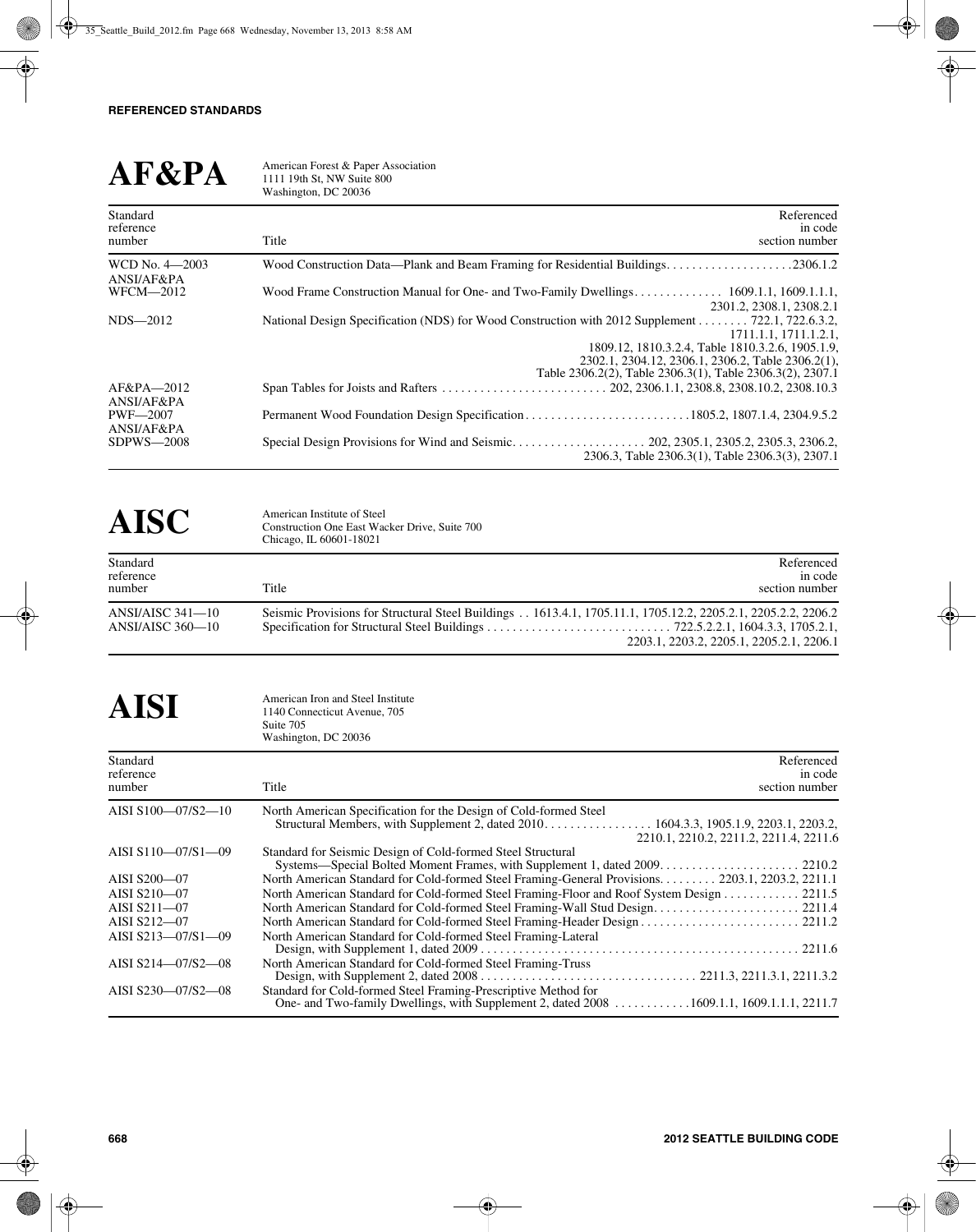# REFERENCED STANDARDS

## AF&PA

American Forest & Paper Association
1111 19th St, NW Suite 800
Washington, DC 20036

| Standard reference number | Title | Referenced in code section number |
|---|---|---|
| WCD No. 4—2003 | Wood Construction Data—Plank and Beam Framing for Residential Buildings | 2306.1.2 |
| ANSI/AF&PA WFCM—2012 | Wood Frame Construction Manual for One- and Two-Family Dwellings | 1609.1.1, 1609.1.1.1, 2301.2, 2308.1, 2308.2.1 |
| NDS—2012 | National Design Specification (NDS) for Wood Construction with 2012 Supplement | 722.1, 722.6.3.2, 1711.1.1, 1711.1.2.1, 1809.12, 1810.3.2.4, Table 1810.3.2.6, 1905.1.9, 2302.1, 2304.12, 2306.1, 2306.2, Table 2306.2(1), Table 2306.2(2), Table 2306.3(1), Table 2306.3(2), 2307.1 |
| AF&PA—2012 | Span Tables for Joists and Rafters | 202, 2306.1.1, 2308.8, 2308.10.2, 2308.10.3 |
| ANSI/AF&PA PWF—2007 | Permanent Wood Foundation Design Specification | 1805.2, 1807.1.4, 2304.9.5.2 |
| ANSI/AF&PA SDPWS—2008 | Special Design Provisions for Wind and Seismic | 202, 2305.1, 2305.2, 2305.3, 2306.2, 2306.3, Table 2306.3(1), Table 2306.3(3), 2307.1 |

## AISC

American Institute of Steel
Construction One East Wacker Drive, Suite 700
Chicago, IL 60601-18021

| Standard reference number | Title | Referenced in code section number |
|---|---|---|
| ANSI/AISC 341—10 | Seismic Provisions for Structural Steel Buildings | 1613.4.1, 1705.11.1, 1705.12.2, 2205.2.1, 2205.2.2, 2206.2 |
| ANSI/AISC 360—10 | Specification for Structural Steel Buildings | 722.5.2.2.1, 1604.3.3, 1705.2.1, 2203.1, 2203.2, 2205.1, 2205.2.1, 2206.1 |

## AISI

American Iron and Steel Institute
1140 Connecticut Avenue, 705
Suite 705
Washington, DC 20036

| Standard reference number | Title | Referenced in code section number |
|---|---|---|
| AISI S100—07/S2—10 | North American Specification for the Design of Cold-formed Steel Structural Members, with Supplement 2, dated 2010 | 1604.3.3, 1905.1.9, 2203.1, 2203.2, 2210.1, 2210.2, 2211.2, 2211.4, 2211.6 |
| AISI S110—07/S1—09 | Standard for Seismic Design of Cold-formed Steel Structural Systems—Special Bolted Moment Frames, with Supplement 1, dated 2009 | 2210.2 |
| AISI S200—07 | North American Standard for Cold-formed Steel Framing-General Provisions | 2203.1, 2203.2, 2211.1 |
| AISI S210—07 | North American Standard for Cold-formed Steel Framing-Floor and Roof System Design | 2211.5 |
| AISI S211—07 | North American Standard for Cold-formed Steel Framing-Wall Stud Design | 2211.4 |
| AISI S212—07 | North American Standard for Cold-formed Steel Framing-Header Design | 2211.2 |
| AISI S213—07/S1—09 | North American Standard for Cold-formed Steel Framing-Lateral Design, with Supplement 1, dated 2009 | 2211.6 |
| AISI S214—07/S2—08 | North American Standard for Cold-formed Steel Framing-Truss Design, with Supplement 2, dated 2008 | 2211.3, 2211.3.1, 2211.3.2 |
| AISI S230—07/S2—08 | Standard for Cold-formed Steel Framing-Prescriptive Method for One- and Two-family Dwellings, with Supplement 2, dated 2008 | 1609.1.1, 1609.1.1.1, 2211.7 |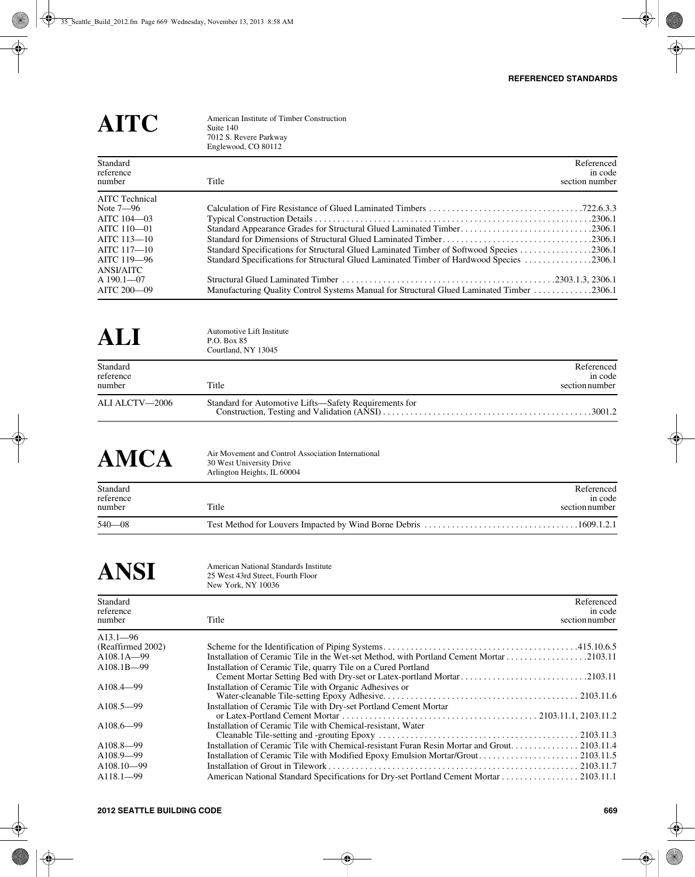## AITC

American Institute of Timber Construction
Suite 140
7012 S. Revere Parkway
Englewood, CO 80112

| Standard reference number | Title | Referenced in code section number |
|---|---|---|
| AITC Technical Note 7—96 | Calculation of Fire Resistance of Glued Laminated Timbers | 722.6.3.3 |
| AITC 104—03 | Typical Construction Details | 2306.1 |
| AITC 110—01 | Standard Appearance Grades for Structural Glued Laminated Timber | 2306.1 |
| AITC 113—10 | Standard for Dimensions of Structural Glued Laminated Timber | 2306.1 |
| AITC 117—10 | Standard Specifications for Structural Glued Laminated Timber of Softwood Species | 2306.1 |
| AITC 119—96 | Standard Specifications for Structural Glued Laminated Timber of Hardwood Species | 2306.1 |
| ANSI/AITC A 190.1—07 | Structural Glued Laminated Timber | 2303.1.3, 2306.1 |
| AITC 200—09 | Manufacturing Quality Control Systems Manual for Structural Glued Laminated Timber | 2306.1 |

## ALI

Automotive Lift Institute
P.O. Box 85
Courtland, NY 13045

| Standard reference number | Title | Referenced in code section number |
|---|---|---|
| ALI ALCTV—2006 | Standard for Automotive Lifts—Safety Requirements for Construction, Testing and Validation (ANSI) | 3001.2 |

## AMCA

Air Movement and Control Association International
30 West University Drive
Arlington Heights, IL 60004

| Standard reference number | Title | Referenced in code section number |
|---|---|---|
| 540—08 | Test Method for Louvers Impacted by Wind Borne Debris | 1609.1.2.1 |

## ANSI

American National Standards Institute
25 West 43rd Street, Fourth Floor
New York, NY 10036

| Standard reference number | Title | Referenced in code section number |
|---|---|---|
| A13.1—96 (Reaffirmed 2002) | Scheme for the Identification of Piping Systems | 415.10.6.5 |
| A108.1A—99 | Installation of Ceramic Tile in the Wet-set Method, with Portland Cement Mortar | 2103.11 |
| A108.1B—99 | Installation of Ceramic Tile, quarry Tile on a Cured Portland Cement Mortar Setting Bed with Dry-set or Latex-portland Mortar | 2103.11 |
| A108.4—99 | Installation of Ceramic Tile with Organic Adhesives or Water-cleanable Tile-setting Epoxy Adhesive | 2103.11.6 |
| A108.5—99 | Installation of Ceramic Tile with Dry-set Portland Cement Mortar or Latex-Portland Cement Mortar | 2103.11.1, 2103.11.2 |
| A108.6—99 | Installation of Ceramic Tile with Chemical-resistant, Water Cleanable Tile-setting and -grouting Epoxy | 2103.11.3 |
| A108.8—99 | Installation of Ceramic Tile with Chemical-resistant Furan Resin Mortar and Grout | 2103.11.4 |
| A108.9—99 | Installation of Ceramic Tile with Modified Epoxy Emulsion Mortar/Grout | 2103.11.5 |
| A108.10—99 | Installation of Grout in Tilework | 2103.11.7 |
| A118.1—99 | American National Standard Specifications for Dry-set Portland Cement Mortar | 2103.11.1 |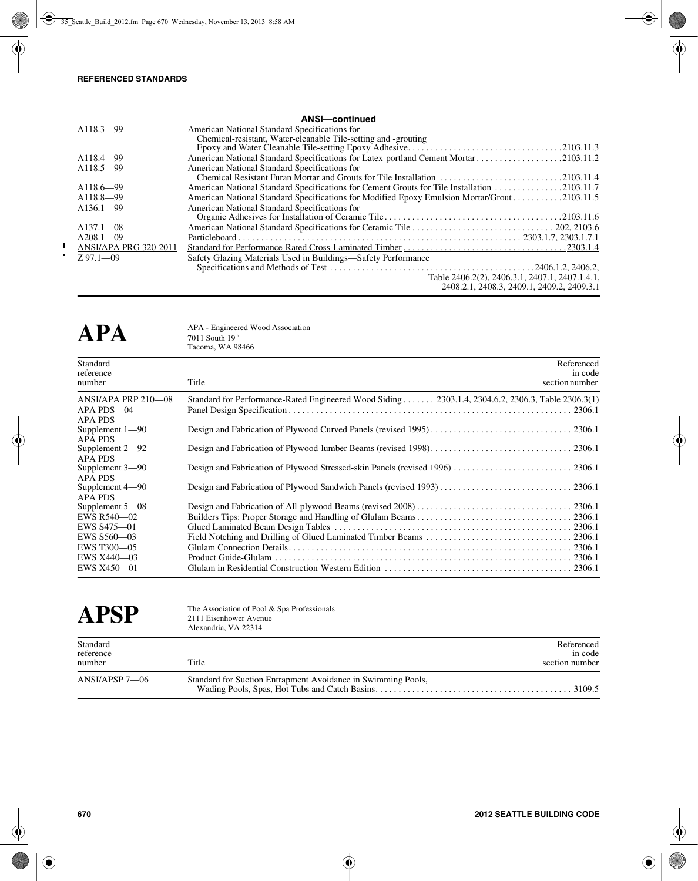## ANSI—continued

| | | |
|---|---|---|
| A118.3—99 | American National Standard Specifications for Chemical-resistant, Water-cleanable Tile-setting and -grouting Epoxy and Water Cleanable Tile-setting Epoxy Adhesive | 2103.11.3 |
| A118.4—99 | American National Standard Specifications for Latex-portland Cement Mortar | 2103.11.2 |
| A118.5—99 | American National Standard Specifications for Chemical Resistant Furan Mortar and Grouts for Tile Installation | 2103.11.4 |
| A118.6—99 | American National Standard Specifications for Cement Grouts for Tile Installation | 2103.11.7 |
| A118.8—99 | American National Standard Specifications for Modified Epoxy Emulsion Mortar/Grout | 2103.11.5 |
| A136.1—99 | American National Standard Specifications for Organic Adhesives for Installation of Ceramic Tile | 2103.11.6 |
| A137.1—08 | American National Standard Specifications for Ceramic Tile | 202, 2103.6 |
| A208.1—09 | Particleboard | 2303.1.7, 2303.1.7.1 |
| ANSI/APA PRG 320-2011 | Standard for Performance-Rated Cross-Laminated Timber | 2303.1.4 |
| Z 97.1—09 | Safety Glazing Materials Used in Buildings—Safety Performance Specifications and Methods of Test | 2406.1.2, 2406.2, Table 2406.2(2), 2406.3.1, 2407.1, 2407.1.4.1, 2408.2.1, 2408.3, 2409.1, 2409.2, 2409.3.1 |

# APA

APA - Engineered Wood Association
7011 South 19th
Tacoma, WA 98466

| Standard reference number | Title | Referenced in code section number |
|---|---|---|
| ANSI/APA PRP 210—08 | Standard for Performance-Rated Engineered Wood Siding | 2303.1.4, 2304.6.2, 2306.3, Table 2306.3(1) |
| APA PDS—04 | Panel Design Specification | 2306.1 |
| APA PDS Supplement 1—90 | Design and Fabrication of Plywood Curved Panels (revised 1995) | 2306.1 |
| APA PDS Supplement 2—92 | Design and Fabrication of Plywood-lumber Beams (revised 1998) | 2306.1 |
| APA PDS Supplement 3—90 | Design and Fabrication of Plywood Stressed-skin Panels (revised 1996) | 2306.1 |
| APA PDS Supplement 4—90 | Design and Fabrication of Plywood Sandwich Panels (revised 1993) | 2306.1 |
| APA PDS Supplement 5—08 | Design and Fabrication of All-plywood Beams (revised 2008) | 2306.1 |
| EWS R540—02 | Builders Tips: Proper Storage and Handling of Glulam Beams | 2306.1 |
| EWS S475—01 | Glued Laminated Beam Design Tables | 2306.1 |
| EWS S560—03 | Field Notching and Drilling of Glued Laminated Timber Beams | 2306.1 |
| EWS T300—05 | Glulam Connection Details | 2306.1 |
| EWS X440—03 | Product Guide-Glulam | 2306.1 |
| EWS X450—01 | Glulam in Residential Construction-Western Edition | 2306.1 |

# APSP

The Association of Pool & Spa Professionals
2111 Eisenhower Avenue
Alexandria, VA 22314

| Standard reference number | Title | Referenced in code section number |
|---|---|---|
| ANSI/APSP 7—06 | Standard for Suction Entrapment Avoidance in Swimming Pools, Wading Pools, Spas, Hot Tubs and Catch Basins | 3109.5 |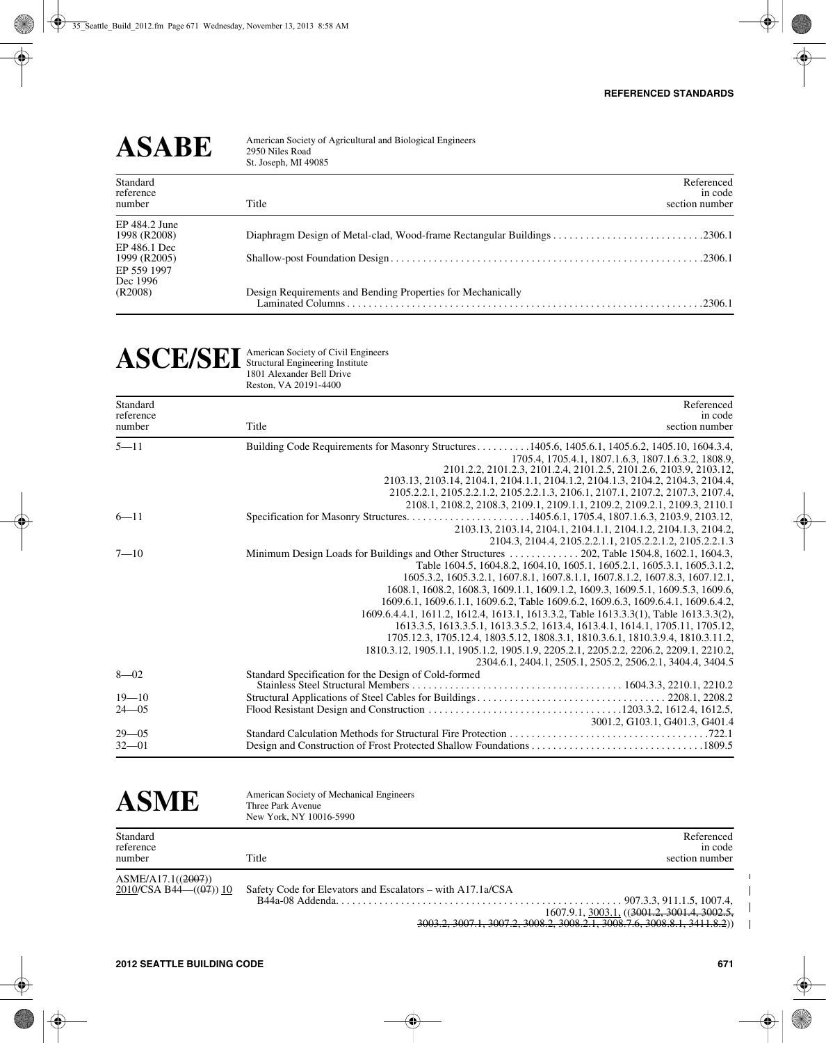# ASABE

American Society of Agricultural and Biological Engineers
2950 Niles Road
St. Joseph, MI 49085

| Standard reference number | Title | Referenced in code section number |
|---|---|---|
| EP 484.2 June 1998 (R2008) | Diaphragm Design of Metal-clad, Wood-frame Rectangular Buildings | 2306.1 |
| EP 486.1 Dec 1999 (R2005) | Shallow-post Foundation Design | 2306.1 |
| EP 559 1997 Dec 1996 (R2008) | Design Requirements and Bending Properties for Mechanically Laminated Columns | 2306.1 |

# ASCE/SEI

American Society of Civil Engineers
Structural Engineering Institute
1801 Alexander Bell Drive
Reston, VA 20191-4400

| Standard reference number | Title | Referenced in code section number |
|---|---|---|
| 5—11 | Building Code Requirements for Masonry Structures | 1405.6, 1405.6.1, 1405.6.2, 1405.10, 1604.3.4, 1705.4, 1705.4.1, 1807.1.6.3, 1807.1.6.3.2, 1808.9, 2101.2.2, 2101.2.3, 2101.2.4, 2101.2.5, 2101.2.6, 2103.9, 2103.12, 2103.13, 2103.14, 2104.1, 2104.1.1, 2104.1.2, 2104.1.3, 2104.2, 2104.3, 2104.4, 2105.2.2.1, 2105.2.2.1.2, 2105.2.2.1.3, 2106.1, 2107.1, 2107.2, 2107.3, 2107.4, 2108.1, 2108.2, 2108.3, 2109.1, 2109.1.1, 2109.2, 2109.2.1, 2109.3, 2110.1 |
| 6—11 | Specification for Masonry Structures | 1405.6.1, 1705.4, 1807.1.6.3, 2103.9, 2103.12, 2103.13, 2103.14, 2104.1, 2104.1.1, 2104.1.2, 2104.1.3, 2104.2, 2104.3, 2104.4, 2105.2.2.1.1, 2105.2.2.1.2, 2105.2.2.1.3 |
| 7—10 | Minimum Design Loads for Buildings and Other Structures | 202, Table 1504.8, 1602.1, 1604.3, Table 1604.5, 1604.8.2, 1604.10, 1605.1, 1605.2.1, 1605.3.1, 1605.3.1.2, 1605.3.2, 1605.3.2.1, 1607.8.1, 1607.8.1.1, 1607.8.1.2, 1607.8.3, 1607.12.1, 1608.1, 1608.2, 1608.3, 1609.1.1, 1609.1.2, 1609.3, 1609.5.1, 1609.5.3, 1609.6, 1609.6.1, 1609.6.1.1, 1609.6.2, Table 1609.6.2, 1609.6.3, 1609.6.4.1, 1609.6.4.2, 1609.6.4.4.1, 1611.2, 1612.4, 1613.1, 1613.3.2, Table 1613.3.3(1), Table 1613.3.3(2), 1613.3.5, 1613.3.5.1, 1613.3.5.2, 1613.4, 1613.4.1, 1614.1, 1705.11, 1705.12, 1705.12.3, 1705.12.4, 1803.5.12, 1808.3.1, 1810.3.6.1, 1810.3.9.4, 1810.3.11.2, 1810.3.12, 1905.1.1, 1905.1.2, 1905.1.9, 2205.2.1, 2205.2.2, 2206.2, 2209.1, 2210.2, 2304.6.1, 2404.1, 2505.1, 2505.2, 2506.2.1, 3404.4, 3404.5 |
| 8—02 | Standard Specification for the Design of Cold-formed Stainless Steel Structural Members | 1604.3.3, 2210.1, 2210.2 |
| 19—10 | Structural Applications of Steel Cables for Buildings | 2208.1, 2208.2 |
| 24—05 | Flood Resistant Design and Construction | 1203.3.2, 1612.4, 1612.5, 3001.2, G103.1, G401.3, G401.4 |
| 29—05 | Standard Calculation Methods for Structural Fire Protection | 722.1 |
| 32—01 | Design and Construction of Frost Protected Shallow Foundations | 1809.5 |

# ASME

American Society of Mechanical Engineers
Three Park Avenue
New York, NY 10016-5990

| Standard reference number | Title | Referenced in code section number |
|---|---|---|
| ASME/A17.1((~~2007~~)) 2010/CSA B44—((~~07~~)) 10 | Safety Code for Elevators and Escalators – with A17.1a/CSA B44a-08 Addenda | 907.3.3, 911.1.5, 1007.4, 1607.9.1, 3003.1, ((~~3001.2, 3001.4, 3002.5, 3003.2, 3007.1, 3007.2, 3008.2, 3008.2.1, 3008.7.6, 3008.8.1, 3411.8.2~~)) |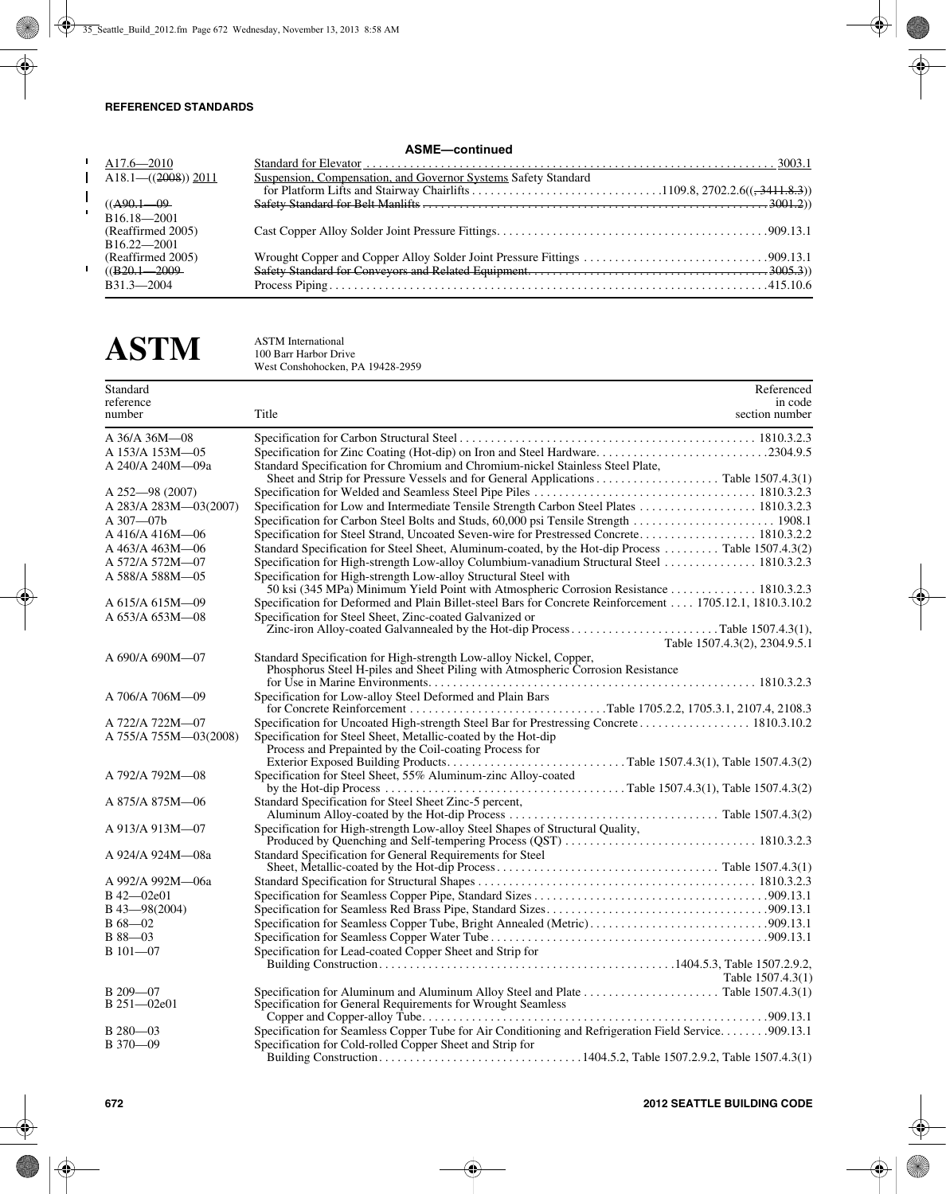## ASME—continued

| | | |
|---|---|---|
| A17.6—2010 | Standard for Elevator | 3003.1 |
| A18.1—((2008)) 2011 | Suspension, Compensation, and Governor Systems Safety Standard for Platform Lifts and Stairway Chairlifts | 1109.8, 2702.2.6((, 3411.8.3)) |
| ((A90.1—09 | Safety Standard for Belt Manlifts | 3001.2)) |
| B16.18—2001 (Reaffirmed 2005) | Cast Copper Alloy Solder Joint Pressure Fittings | 909.13.1 |
| B16.22—2001 (Reaffirmed 2005) | Wrought Copper and Copper Alloy Solder Joint Pressure Fittings | 909.13.1 |
| ((B20.1—2009 | Safety Standard for Conveyors and Related Equipment | 3005.3)) |
| B31.3—2004 | Process Piping | 415.10.6 |

# ASTM

ASTM International
100 Barr Harbor Drive
West Conshohocken, PA 19428-2959

| Standard reference number | Title | Referenced in code section number |
|---|---|---|
| A 36/A 36M—08 | Specification for Carbon Structural Steel | 1810.3.2.3 |
| A 153/A 153M—05 | Specification for Zinc Coating (Hot-dip) on Iron and Steel Hardware | 2304.9.5 |
| A 240/A 240M—09a | Standard Specification for Chromium and Chromium-nickel Stainless Steel Plate, Sheet and Strip for Pressure Vessels and for General Applications | Table 1507.4.3(1) |
| A 252—98 (2007) | Specification for Welded and Seamless Steel Pipe Piles | 1810.3.2.3 |
| A 283/A 283M—03(2007) | Specification for Low and Intermediate Tensile Strength Carbon Steel Plates | 1810.3.2.3 |
| A 307—07b | Specification for Carbon Steel Bolts and Studs, 60,000 psi Tensile Strength | 1908.1 |
| A 416/A 416M—06 | Specification for Steel Strand, Uncoated Seven-wire for Prestressed Concrete | 1810.3.2.2 |
| A 463/A 463M—06 | Standard Specification for Steel Sheet, Aluminum-coated, by the Hot-dip Process | Table 1507.4.3(2) |
| A 572/A 572M—07 | Specification for High-strength Low-alloy Columbium-vanadium Structural Steel | 1810.3.2.3 |
| A 588/A 588M—05 | Specification for High-strength Low-alloy Structural Steel with 50 ksi (345 MPa) Minimum Yield Point with Atmospheric Corrosion Resistance | 1810.3.2.3 |
| A 615/A 615M—09 | Specification for Deformed and Plain Billet-steel Bars for Concrete Reinforcement | 1705.12.1, 1810.3.10.2 |
| A 653/A 653M—08 | Specification for Steel Sheet, Zinc-coated Galvanized or Zinc-iron Alloy-coated Galvannealed by the Hot-dip Process | Table 1507.4.3(1), Table 1507.4.3(2), 2304.9.5.1 |
| A 690/A 690M—07 | Standard Specification for High-strength Low-alloy Nickel, Copper, Phosphorus Steel H-piles and Sheet Piling with Atmospheric Corrosion Resistance for Use in Marine Environments | 1810.3.2.3 |
| A 706/A 706M—09 | Specification for Low-alloy Steel Deformed and Plain Bars for Concrete Reinforcement | Table 1705.2.2, 1705.3.1, 2107.4, 2108.3 |
| A 722/A 722M—07 | Specification for Uncoated High-strength Steel Bar for Prestressing Concrete | 1810.3.10.2 |
| A 755/A 755M—03(2008) | Specification for Steel Sheet, Metallic-coated by the Hot-dip Process and Prepainted by the Coil-coating Process for Exterior Exposed Building Products | Table 1507.4.3(1), Table 1507.4.3(2) |
| A 792/A 792M—08 | Specification for Steel Sheet, 55% Aluminum-zinc Alloy-coated by the Hot-dip Process | Table 1507.4.3(1), Table 1507.4.3(2) |
| A 875/A 875M—06 | Standard Specification for Steel Sheet Zinc-5 percent, Aluminum Alloy-coated by the Hot-dip Process | Table 1507.4.3(2) |
| A 913/A 913M—07 | Specification for High-strength Low-alloy Steel Shapes of Structural Quality, Produced by Quenching and Self-tempering Process (QST) | 1810.3.2.3 |
| A 924/A 924M—08a | Standard Specification for General Requirements for Steel Sheet, Metallic-coated by the Hot-dip Process | Table 1507.4.3(1) |
| A 992/A 992M—06a | Standard Specification for Structural Shapes | 1810.3.2.3 |
| B 42—02e01 | Specification for Seamless Copper Pipe, Standard Sizes | 909.13.1 |
| B 43—98(2004) | Specification for Seamless Red Brass Pipe, Standard Sizes | 909.13.1 |
| B 68—02 | Specification for Seamless Copper Tube, Bright Annealed (Metric) | 909.13.1 |
| B 88—03 | Specification for Seamless Copper Water Tube | 909.13.1 |
| B 101—07 | Specification for Lead-coated Copper Sheet and Strip for Building Construction | 1404.5.3, Table 1507.2.9.2, Table 1507.4.3(1) |
| B 209—07 | Specification for Aluminum and Aluminum Alloy Steel and Plate | Table 1507.4.3(1) |
| B 251—02e01 | Specification for General Requirements for Wrought Seamless Copper and Copper-alloy Tube | 909.13.1 |
| B 280—03 | Specification for Seamless Copper Tube for Air Conditioning and Refrigeration Field Service | 909.13.1 |
| B 370—09 | Specification for Cold-rolled Copper Sheet and Strip for Building Construction | 1404.5.2, Table 1507.2.9.2, Table 1507.4.3(1) |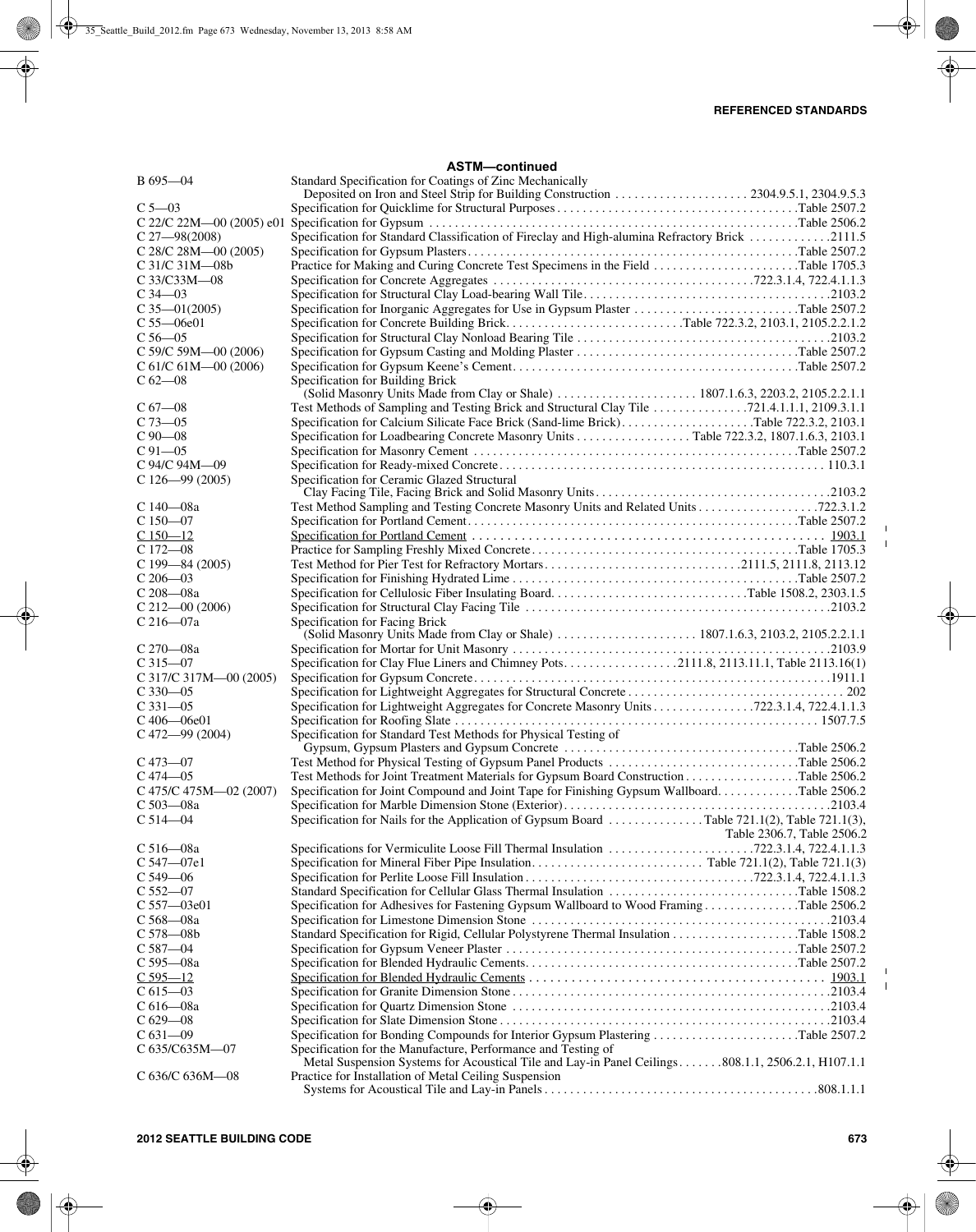**ASTM—continued**

| | | |
|---|---|---|
| B 695—04 | Standard Specification for Coatings of Zinc Mechanically Deposited on Iron and Steel Strip for Building Construction | 2304.9.5.1, 2304.9.5.3 |
| C 5—03 | Specification for Quicklime for Structural Purposes | Table 2507.2 |
| C 22/C 22M—00 (2005) e01 | Specification for Gypsum | Table 2506.2 |
| C 27—98(2008) | Specification for Standard Classification of Fireclay and High-alumina Refractory Brick | 2111.5 |
| C 28/C 28M—00 (2005) | Specification for Gypsum Plasters | Table 2507.2 |
| C 31/C 31M—08b | Practice for Making and Curing Concrete Test Specimens in the Field | Table 1705.3 |
| C 33/C33M—08 | Specification for Concrete Aggregates | 722.3.1.4, 722.4.1.1.3 |
| C 34—03 | Specification for Structural Clay Load-bearing Wall Tile | 2103.2 |
| C 35—01(2005) | Specification for Inorganic Aggregates for Use in Gypsum Plaster | Table 2507.2 |
| C 55—06e01 | Specification for Concrete Building Brick | Table 722.3.2, 2103.1, 2105.2.2.1.2 |
| C 56—05 | Specification for Structural Clay Nonload Bearing Tile | 2103.2 |
| C 59/C 59M—00 (2006) | Specification for Gypsum Casting and Molding Plaster | Table 2507.2 |
| C 61/C 61M—00 (2006) | Specification for Gypsum Keene's Cement | Table 2507.2 |
| C 62—08 | Specification for Building Brick (Solid Masonry Units Made from Clay or Shale) | 1807.1.6.3, 2203.2, 2105.2.2.1.1 |
| C 67—08 | Test Methods of Sampling and Testing Brick and Structural Clay Tile | 721.4.1.1.1, 2109.3.1.1 |
| C 73—05 | Specification for Calcium Silicate Face Brick (Sand-lime Brick) | Table 722.3.2, 2103.1 |
| C 90—08 | Specification for Loadbearing Concrete Masonry Units | Table 722.3.2, 1807.1.6.3, 2103.1 |
| C 91—05 | Specification for Masonry Cement | Table 2507.2 |
| C 94/C 94M—09 | Specification for Ready-mixed Concrete | 110.3.1 |
| C 126—99 (2005) | Specification for Ceramic Glazed Structural Clay Facing Tile, Facing Brick and Solid Masonry Units | 2103.2 |
| C 140—08a | Test Method Sampling and Testing Concrete Masonry Units and Related Units | 722.3.1.2 |
| C 150—07 | Specification for Portland Cement | Table 2507.2 |
| <u>C 150—12</u> | <u>Specification for Portland Cement</u> | <u>1903.1</u> |
| C 172—08 | Practice for Sampling Freshly Mixed Concrete | Table 1705.3 |
| C 199—84 (2005) | Test Method for Pier Test for Refractory Mortars | 2111.5, 2111.8, 2113.12 |
| C 206—03 | Specification for Finishing Hydrated Lime | Table 2507.2 |
| C 208—08a | Specification for Cellulosic Fiber Insulating Board | Table 1508.2, 2303.1.5 |
| C 212—00 (2006) | Specification for Structural Clay Facing Tile | 2103.2 |
| C 216—07a | Specification for Facing Brick (Solid Masonry Units Made from Clay or Shale) | 1807.1.6.3, 2103.2, 2105.2.2.1.1 |
| C 270—08a | Specification for Mortar for Unit Masonry | 2103.9 |
| C 315—07 | Specification for Clay Flue Liners and Chimney Pots | 2111.8, 2113.11.1, Table 2113.16(1) |
| C 317/C 317M—00 (2005) | Specification for Gypsum Concrete | 1911.1 |
| C 330—05 | Specification for Lightweight Aggregates for Structural Concrete | 202 |
| C 331—05 | Specification for Lightweight Aggregates for Concrete Masonry Units | 722.3.1.4, 722.4.1.1.3 |
| C 406—06e01 | Specification for Roofing Slate | 1507.7.5 |
| C 472—99 (2004) | Specification for Standard Test Methods for Physical Testing of Gypsum, Gypsum Plasters and Gypsum Concrete | Table 2506.2 |
| C 473—07 | Test Method for Physical Testing of Gypsum Panel Products | Table 2506.2 |
| C 474—05 | Test Methods for Joint Treatment Materials for Gypsum Board Construction | Table 2506.2 |
| C 475/C 475M—02 (2007) | Specification for Joint Compound and Joint Tape for Finishing Gypsum Wallboard | Table 2506.2 |
| C 503—08a | Specification for Marble Dimension Stone (Exterior) | 2103.4 |
| C 514—04 | Specification for Nails for the Application of Gypsum Board | Table 721.1(2), Table 721.1(3), Table 2306.7, Table 2506.2 |
| C 516—08a | Specifications for Vermiculite Loose Fill Thermal Insulation | 722.3.1.4, 722.4.1.1.3 |
| C 547—07e1 | Specification for Mineral Fiber Pipe Insulation | Table 721.1(2), Table 721.1(3) |
| C 549—06 | Specification for Perlite Loose Fill Insulation | 722.3.1.4, 722.4.1.1.3 |
| C 552—07 | Standard Specification for Cellular Glass Thermal Insulation | Table 1508.2 |
| C 557—03e01 | Specification for Adhesives for Fastening Gypsum Wallboard to Wood Framing | Table 2506.2 |
| C 568—08a | Specification for Limestone Dimension Stone | 2103.4 |
| C 578—08b | Standard Specification for Rigid, Cellular Polystyrene Thermal Insulation | Table 1508.2 |
| C 587—04 | Specification for Gypsum Veneer Plaster | Table 2507.2 |
| C 595—08a | Specification for Blended Hydraulic Cements | Table 2507.2 |
| <u>C 595—12</u> | <u>Specification for Blended Hydraulic Cements</u> | <u>1903.1</u> |
| C 615—03 | Specification for Granite Dimension Stone | 2103.4 |
| C 616—08a | Specification for Quartz Dimension Stone | 2103.4 |
| C 629—08 | Specification for Slate Dimension Stone | 2103.4 |
| C 631—09 | Specification for Bonding Compounds for Interior Gypsum Plastering | Table 2507.2 |
| C 635/C635M—07 | Specification for the Manufacture, Performance and Testing of Metal Suspension Systems for Acoustical Tile and Lay-in Panel Ceilings | 808.1.1, 2506.2.1, H107.1.1 |
| C 636/C 636M—08 | Practice for Installation of Metal Ceiling Suspension Systems for Acoustical Tile and Lay-in Panels | 808.1.1.1 |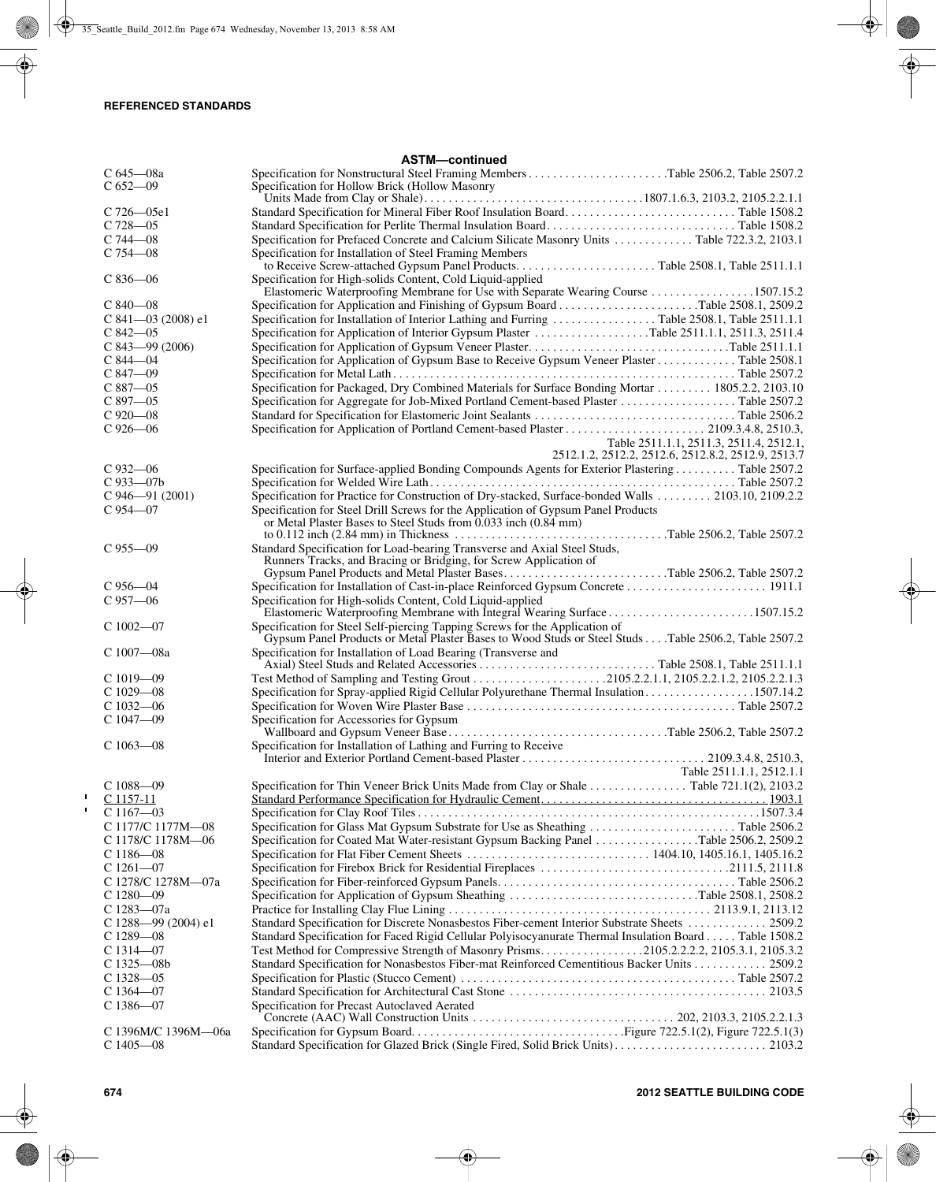## ASTM—continued

| | | |
|---|---|---|
| C 645—08a | Specification for Nonstructural Steel Framing Members | Table 2506.2, Table 2507.2 |
| C 652—09 | Specification for Hollow Brick (Hollow Masonry Units Made from Clay or Shale) | 1807.1.6.3, 2103.2, 2105.2.2.1.1 |
| C 726—05e1 | Standard Specification for Mineral Fiber Roof Insulation Board | Table 1508.2 |
| C 728—05 | Standard Specification for Perlite Thermal Insulation Board | Table 1508.2 |
| C 744—08 | Specification for Prefaced Concrete and Calcium Silicate Masonry Units | Table 722.3.2, 2103.1 |
| C 754—08 | Specification for Installation of Steel Framing Members to Receive Screw-attached Gypsum Panel Products | Table 2508.1, Table 2511.1.1 |
| C 836—06 | Specification for High-solids Content, Cold Liquid-applied Elastomeric Waterproofing Membrane for Use with Separate Wearing Course | 1507.15.2 |
| C 840—08 | Specification for Application and Finishing of Gypsum Board | Table 2508.1, 2509.2 |
| C 841—03 (2008) e1 | Specification for Installation of Interior Lathing and Furring | Table 2508.1, Table 2511.1.1 |
| C 842—05 | Specification for Application of Interior Gypsum Plaster | Table 2511.1.1, 2511.3, 2511.4 |
| C 843—99 (2006) | Specification for Application of Gypsum Veneer Plaster | Table 2511.1.1 |
| C 844—04 | Specification for Application of Gypsum Base to Receive Gypsum Veneer Plaster | Table 2508.1 |
| C 847—09 | Specification for Metal Lath | Table 2507.2 |
| C 887—05 | Specification for Packaged, Dry Combined Materials for Surface Bonding Mortar | 1805.2.2, 2103.10 |
| C 897—05 | Specification for Aggregate for Job-Mixed Portland Cement-based Plaster | Table 2507.2 |
| C 920—08 | Standard for Specification for Elastomeric Joint Sealants | Table 2506.2 |
| C 926—06 | Specification for Application of Portland Cement-based Plaster | 2109.3.4.8, 2510.3, Table 2511.1.1, 2511.3, 2511.4, 2512.1, 2512.1.2, 2512.2, 2512.6, 2512.8.2, 2512.9, 2513.7 |
| C 932—06 | Specification for Surface-applied Bonding Compounds Agents for Exterior Plastering | Table 2507.2 |
| C 933—07b | Specification for Welded Wire Lath | Table 2507.2 |
| C 946—91 (2001) | Specification for Practice for Construction of Dry-stacked, Surface-bonded Walls | 2103.10, 2109.2.2 |
| C 954—07 | Specification for Steel Drill Screws for the Application of Gypsum Panel Products or Metal Plaster Bases to Steel Studs from 0.033 inch (0.84 mm) to 0.112 inch (2.84 mm) in Thickness | Table 2506.2, Table 2507.2 |
| C 955—09 | Standard Specification for Load-bearing Transverse and Axial Steel Studs, Runners Tracks, and Bracing or Bridging, for Screw Application of Gypsum Panel Products and Metal Plaster Bases | Table 2506.2, Table 2507.2 |
| C 956—04 | Specification for Installation of Cast-in-place Reinforced Gypsum Concrete | 1911.1 |
| C 957—06 | Specification for High-solids Content, Cold Liquid-applied Elastomeric Waterproofing Membrane with Integral Wearing Surface | 1507.15.2 |
| C 1002—07 | Specification for Steel Self-piercing Tapping Screws for the Application of Gypsum Panel Products or Metal Plaster Bases to Wood Studs or Steel Studs | Table 2506.2, Table 2507.2 |
| C 1007—08a | Specification for Installation of Load Bearing (Transverse and Axial) Steel Studs and Related Accessories | Table 2508.1, Table 2511.1.1 |
| C 1019—09 | Test Method of Sampling and Testing Grout | 2105.2.2.1.1, 2105.2.2.1.2, 2105.2.2.1.3 |
| C 1029—08 | Specification for Spray-applied Rigid Cellular Polyurethane Thermal Insulation | 1507.14.2 |
| C 1032—06 | Specification for Woven Wire Plaster Base | Table 2507.2 |
| C 1047—09 | Specification for Accessories for Gypsum Wallboard and Gypsum Veneer Base | Table 2506.2, Table 2507.2 |
| C 1063—08 | Specification for Installation of Lathing and Furring to Receive Interior and Exterior Portland Cement-based Plaster | 2109.3.4.8, 2510.3, Table 2511.1.1, 2512.1.1 |
| C 1088—09 | Specification for Thin Veneer Brick Units Made from Clay or Shale | Table 721.1(2), 2103.2 |
| C 1157-11 | Standard Performance Specification for Hydraulic Cement | 1903.1 |
| C 1167—03 | Specification for Clay Roof Tiles | 1507.3.4 |
| C 1177/C 1177M—08 | Specification for Glass Mat Gypsum Substrate for Use as Sheathing | Table 2506.2 |
| C 1178/C 1178M—06 | Specification for Coated Mat Water-resistant Gypsum Backing Panel | Table 2506.2, 2509.2 |
| C 1186—08 | Specification for Flat Fiber Cement Sheets | 1404.10, 1405.16.1, 1405.16.2 |
| C 1261—07 | Specification for Firebox Brick for Residential Fireplaces | 2111.5, 2111.8 |
| C 1278/C 1278M—07a | Specification for Fiber-reinforced Gypsum Panels | Table 2506.2 |
| C 1280—09 | Specification for Application of Gypsum Sheathing | Table 2508.1, 2508.2 |
| C 1283—07a | Practice for Installing Clay Flue Lining | 2113.9.1, 2113.12 |
| C 1288—99 (2004) e1 | Standard Specification for Discrete Nonasbestos Fiber-cement Interior Substrate Sheets | 2509.2 |
| C 1289—08 | Standard Specification for Faced Rigid Cellular Polyisocyanurate Thermal Insulation Board | Table 1508.2 |
| C 1314—07 | Test Method for Compressive Strength of Masonry Prisms | 2105.2.2.2.2, 2105.3.1, 2105.3.2 |
| C 1325—08b | Standard Specification for Nonasbestos Fiber-mat Reinforced Cementitious Backer Units | 2509.2 |
| C 1328—05 | Specification for Plastic (Stucco Cement) | Table 2507.2 |
| C 1364—07 | Standard Specification for Architectural Cast Stone | 2103.5 |
| C 1386—07 | Specification for Precast Autoclaved Aerated Concrete (AAC) Wall Construction Units | 202, 2103.3, 2105.2.2.1.3 |
| C 1396M/C 1396M—06a | Specification for Gypsum Board | Figure 722.5.1(2), Figure 722.5.1(3) |
| C 1405—08 | Standard Specification for Glazed Brick (Single Fired, Solid Brick Units) | 2103.2 |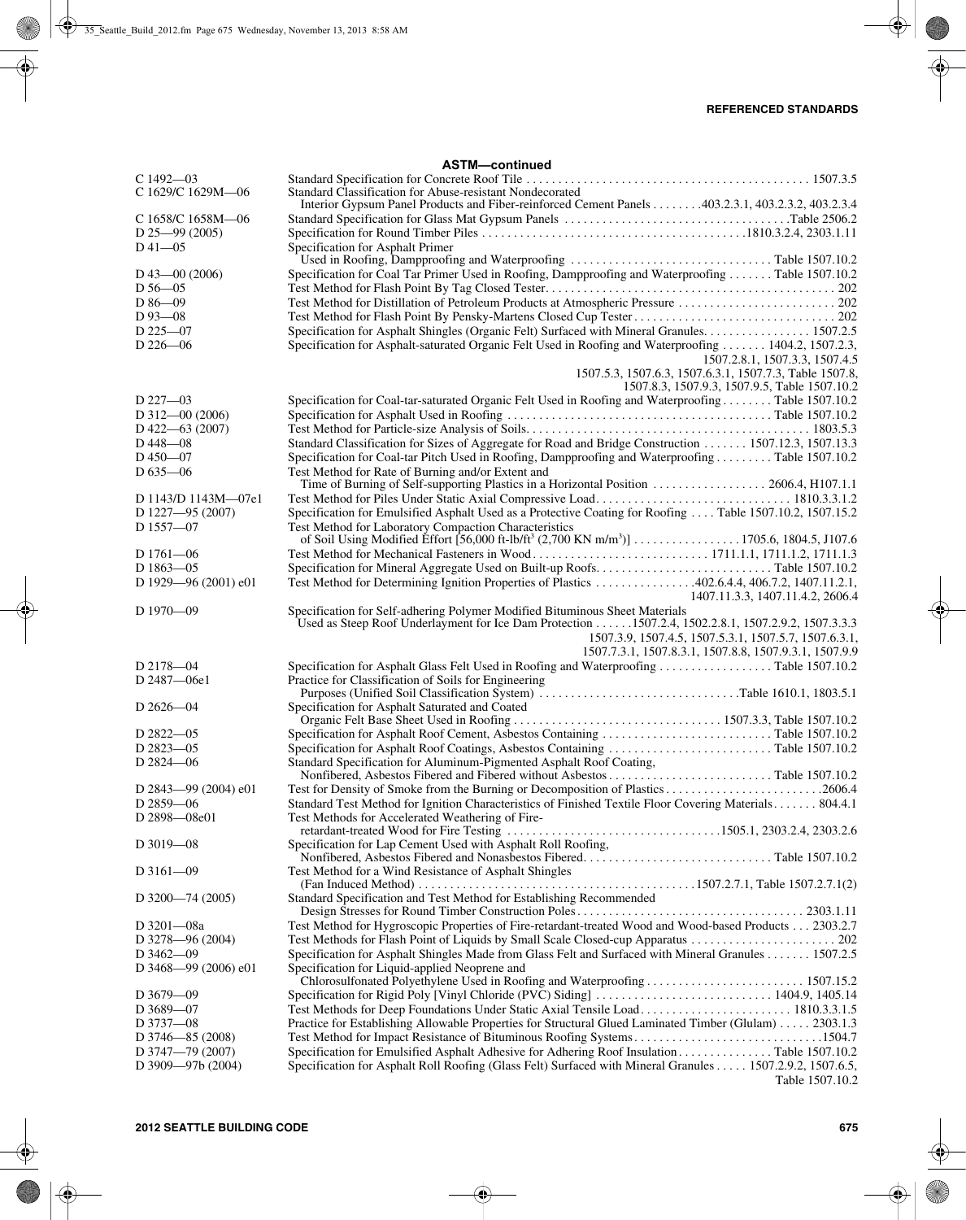## ASTM—continued

| | | |
|---|---|---|
| C 1492—03 | Standard Specification for Concrete Roof Tile | 1507.3.5 |
| C 1629/C 1629M—06 | Standard Classification for Abuse-resistant Nondecorated Interior Gypsum Panel Products and Fiber-reinforced Cement Panels | 403.2.3.1, 403.2.3.2, 403.2.3.4 |
| C 1658/C 1658M—06 | Standard Specification for Glass Mat Gypsum Panels | Table 2506.2 |
| D 25—99 (2005) | Specification for Round Timber Piles | 1810.3.2.4, 2303.1.11 |
| D 41—05 | Specification for Asphalt Primer Used in Roofing, Dampproofing and Waterproofing | Table 1507.10.2 |
| D 43—00 (2006) | Specification for Coal Tar Primer Used in Roofing, Dampproofing and Waterproofing | Table 1507.10.2 |
| D 56—05 | Test Method for Flash Point By Tag Closed Tester | 202 |
| D 86—09 | Test Method for Distillation of Petroleum Products at Atmospheric Pressure | 202 |
| D 93—08 | Test Method for Flash Point By Pensky-Martens Closed Cup Tester | 202 |
| D 225—07 | Specification for Asphalt Shingles (Organic Felt) Surfaced with Mineral Granules | 1507.2.5 |
| D 226—06 | Specification for Asphalt-saturated Organic Felt Used in Roofing and Waterproofing | 1404.2, 1507.2.3, 1507.2.8.1, 1507.3.3, 1507.4.5 1507.5.3, 1507.6.3, 1507.6.3.1, 1507.7.3, Table 1507.8, 1507.8.3, 1507.9.3, 1507.9.5, Table 1507.10.2 |
| D 227—03 | Specification for Coal-tar-saturated Organic Felt Used in Roofing and Waterproofing | Table 1507.10.2 |
| D 312—00 (2006) | Specification for Asphalt Used in Roofing | Table 1507.10.2 |
| D 422—63 (2007) | Test Method for Particle-size Analysis of Soils | 1803.5.3 |
| D 448—08 | Standard Classification for Sizes of Aggregate for Road and Bridge Construction | 1507.12.3, 1507.13.3 |
| D 450—07 | Specification for Coal-tar Pitch Used in Roofing, Dampproofing and Waterproofing | Table 1507.10.2 |
| D 635—06 | Test Method for Rate of Burning and/or Extent and Time of Burning of Self-supporting Plastics in a Horizontal Position | 2606.4, H107.1.1 |
| D 1143/D 1143M—07e1 | Test Method for Piles Under Static Axial Compressive Load | 1810.3.3.1.2 |
| D 1227—95 (2007) | Specification for Emulsified Asphalt Used as a Protective Coating for Roofing | Table 1507.10.2, 1507.15.2 |
| D 1557—07 | Test Method for Laboratory Compaction Characteristics of Soil Using Modified Effort [56,000 ft-lb/ft$^3$ (2,700 KN m/m$^3$)] | 1705.6, 1804.5, J107.6 |
| D 1761—06 | Test Method for Mechanical Fasteners in Wood | 1711.1.1, 1711.1.2, 1711.1.3 |
| D 1863—05 | Specification for Mineral Aggregate Used on Built-up Roofs | Table 1507.10.2 |
| D 1929—96 (2001) e01 | Test Method for Determining Ignition Properties of Plastics | 402.6.4.4, 406.7.2, 1407.11.2.1, 1407.11.3.3, 1407.11.4.2, 2606.4 |
| D 1970—09 | Specification for Self-adhering Polymer Modified Bituminous Sheet Materials Used as Steep Roof Underlayment for Ice Dam Protection | 1507.2.4, 1502.2.8.1, 1507.2.9.2, 1507.3.3.3 1507.3.9, 1507.4.5, 1507.5.3.1, 1507.5.7, 1507.6.3.1, 1507.7.3.1, 1507.8.3.1, 1507.8.8, 1507.9.3.1, 1507.9.9 |
| D 2178—04 | Specification for Asphalt Glass Felt Used in Roofing and Waterproofing | Table 1507.10.2 |
| D 2487—06e1 | Practice for Classification of Soils for Engineering Purposes (Unified Soil Classification System) | Table 1610.1, 1803.5.1 |
| D 2626—04 | Specification for Asphalt Saturated and Coated Organic Felt Base Sheet Used in Roofing | 1507.3.3, Table 1507.10.2 |
| D 2822—05 | Specification for Asphalt Roof Cement, Asbestos Containing | Table 1507.10.2 |
| D 2823—05 | Specification for Asphalt Roof Coatings, Asbestos Containing | Table 1507.10.2 |
| D 2824—06 | Standard Specification for Aluminum-Pigmented Asphalt Roof Coating, Nonfibered, Asbestos Fibered and Fibered without Asbestos | Table 1507.10.2 |
| D 2843—99 (2004) e01 | Test for Density of Smoke from the Burning or Decomposition of Plastics | 2606.4 |
| D 2859—06 | Standard Test Method for Ignition Characteristics of Finished Textile Floor Covering Materials | 804.4.1 |
| D 2898—08e01 | Test Methods for Accelerated Weathering of Fire-retardant-treated Wood for Fire Testing | 1505.1, 2303.2.4, 2303.2.6 |
| D 3019—08 | Specification for Lap Cement Used with Asphalt Roll Roofing, Nonfibered, Asbestos Fibered and Nonasbestos Fibered | Table 1507.10.2 |
| D 3161—09 | Test Method for a Wind Resistance of Asphalt Shingles (Fan Induced Method) | 1507.2.7.1, Table 1507.2.7.1(2) |
| D 3200—74 (2005) | Standard Specification and Test Method for Establishing Recommended Design Stresses for Round Timber Construction Poles | 2303.1.11 |
| D 3201—08a | Test Method for Hygroscopic Properties of Fire-retardant-treated Wood and Wood-based Products | 2303.2.7 |
| D 3278—96 (2004) | Test Methods for Flash Point of Liquids by Small Scale Closed-cup Apparatus | 202 |
| D 3462—09 | Specification for Asphalt Shingles Made from Glass Felt and Surfaced with Mineral Granules | 1507.2.5 |
| D 3468—99 (2006) e01 | Specification for Liquid-applied Neoprene and Chlorosulfonated Polyethylene Used in Roofing and Waterproofing | 1507.15.2 |
| D 3679—09 | Specification for Rigid Poly [Vinyl Chloride (PVC) Siding] | 1404.9, 1405.14 |
| D 3689—07 | Test Methods for Deep Foundations Under Static Axial Tensile Load | 1810.3.3.1.5 |
| D 3737—08 | Practice for Establishing Allowable Properties for Structural Glued Laminated Timber (Glulam) | 2303.1.3 |
| D 3746—85 (2008) | Test Method for Impact Resistance of Bituminous Roofing Systems | 1504.7 |
| D 3747—79 (2007) | Specification for Emulsified Asphalt Adhesive for Adhering Roof Insulation | Table 1507.10.2 |
| D 3909—97b (2004) | Specification for Asphalt Roll Roofing (Glass Felt) Surfaced with Mineral Granules | 1507.2.9.2, 1507.6.5, Table 1507.10.2 |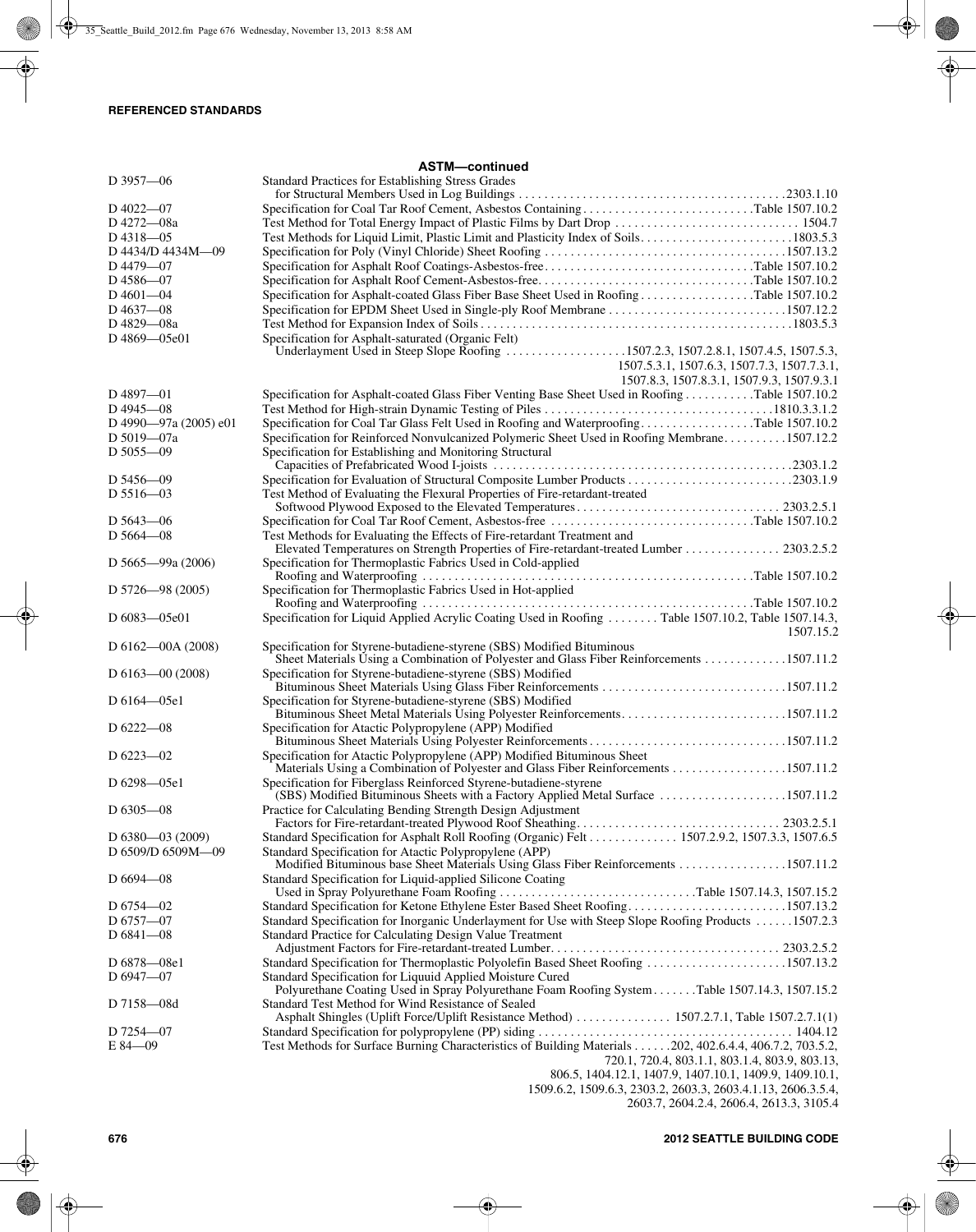**ASTM—continued**

| | | |
|---|---|---|
| D 3957—06 | Standard Practices for Establishing Stress Grades for Structural Members Used in Log Buildings | 2303.1.10 |
| D 4022—07 | Specification for Coal Tar Roof Cement, Asbestos Containing | Table 1507.10.2 |
| D 4272—08a | Test Method for Total Energy Impact of Plastic Films by Dart Drop | 1504.7 |
| D 4318—05 | Test Methods for Liquid Limit, Plastic Limit and Plasticity Index of Soils | 1803.5.3 |
| D 4434/D 4434M—09 | Specification for Poly (Vinyl Chloride) Sheet Roofing | 1507.13.2 |
| D 4479—07 | Specification for Asphalt Roof Coatings-Asbestos-free | Table 1507.10.2 |
| D 4586—07 | Specification for Asphalt Roof Cement-Asbestos-free | Table 1507.10.2 |
| D 4601—04 | Specification for Asphalt-coated Glass Fiber Base Sheet Used in Roofing | Table 1507.10.2 |
| D 4637—08 | Specification for EPDM Sheet Used in Single-ply Roof Membrane | 1507.12.2 |
| D 4829—08a | Test Method for Expansion Index of Soils | 1803.5.3 |
| D 4869—05e01 | Specification for Asphalt-saturated (Organic Felt) Underlayment Used in Steep Slope Roofing | 1507.2.3, 1507.2.8.1, 1507.4.5, 1507.5.3, 1507.5.3.1, 1507.6.3, 1507.7.3, 1507.7.3.1, 1507.8.3, 1507.8.3.1, 1507.9.3, 1507.9.3.1 |
| D 4897—01 | Specification for Asphalt-coated Glass Fiber Venting Base Sheet Used in Roofing | Table 1507.10.2 |
| D 4945—08 | Test Method for High-strain Dynamic Testing of Piles | 1810.3.3.1.2 |
| D 4990—97a (2005) e01 | Specification for Coal Tar Glass Felt Used in Roofing and Waterproofing | Table 1507.10.2 |
| D 5019—07a | Specification for Reinforced Nonvulcanized Polymeric Sheet Used in Roofing Membrane | 1507.12.2 |
| D 5055—09 | Specification for Establishing and Monitoring Structural Capacities of Prefabricated Wood I-joists | 2303.1.2 |
| D 5456—09 | Specification for Evaluation of Structural Composite Lumber Products | 2303.1.9 |
| D 5516—03 | Test Method of Evaluating the Flexural Properties of Fire-retardant-treated Softwood Plywood Exposed to the Elevated Temperatures | 2303.2.5.1 |
| D 5643—06 | Specification for Coal Tar Roof Cement, Asbestos-free | Table 1507.10.2 |
| D 5664—08 | Test Methods for Evaluating the Effects of Fire-retardant Treatment and Elevated Temperatures on Strength Properties of Fire-retardant-treated Lumber | 2303.2.5.2 |
| D 5665—99a (2006) | Specification for Thermoplastic Fabrics Used in Cold-applied Roofing and Waterproofing | Table 1507.10.2 |
| D 5726—98 (2005) | Specification for Thermoplastic Fabrics Used in Hot-applied Roofing and Waterproofing | Table 1507.10.2 |
| D 6083—05e01 | Specification for Liquid Applied Acrylic Coating Used in Roofing | Table 1507.10.2, Table 1507.14.3, 1507.15.2 |
| D 6162—00A (2008) | Specification for Styrene-butadiene-styrene (SBS) Modified Bituminous Sheet Materials Using a Combination of Polyester and Glass Fiber Reinforcements | 1507.11.2 |
| D 6163—00 (2008) | Specification for Styrene-butadiene-styrene (SBS) Modified Bituminous Sheet Materials Using Glass Fiber Reinforcements | 1507.11.2 |
| D 6164—05e1 | Specification for Styrene-butadiene-styrene (SBS) Modified Bituminous Sheet Metal Materials Using Polyester Reinforcements | 1507.11.2 |
| D 6222—08 | Specification for Atactic Polypropylene (APP) Modified Bituminous Sheet Materials Using Polyester Reinforcements | 1507.11.2 |
| D 6223—02 | Specification for Atactic Polypropylene (APP) Modified Bituminous Sheet Materials Using a Combination of Polyester and Glass Fiber Reinforcements | 1507.11.2 |
| D 6298—05e1 | Specification for Fiberglass Reinforced Styrene-butadiene-styrene (SBS) Modified Bituminous Sheets with a Factory Applied Metal Surface | 1507.11.2 |
| D 6305—08 | Practice for Calculating Bending Strength Design Adjustment Factors for Fire-retardant-treated Plywood Roof Sheathing | 2303.2.5.1 |
| D 6380—03 (2009) | Standard Specification for Asphalt Roll Roofing (Organic) Felt | 1507.2.9.2, 1507.3.3, 1507.6.5 |
| D 6509/D 6509M—09 | Standard Specification for Atactic Polypropylene (APP) Modified Bituminous base Sheet Materials Using Glass Fiber Reinforcements | 1507.11.2 |
| D 6694—08 | Standard Specification for Liquid-applied Silicone Coating Used in Spray Polyurethane Foam Roofing | Table 1507.14.3, 1507.15.2 |
| D 6754—02 | Standard Specification for Ketone Ethylene Ester Based Sheet Roofing | 1507.13.2 |
| D 6757—07 | Standard Specification for Inorganic Underlayment for Use with Steep Slope Roofing Products | 1507.2.3 |
| D 6841—08 | Standard Practice for Calculating Design Value Treatment Adjustment Factors for Fire-retardant-treated Lumber | 2303.2.5.2 |
| D 6878—08e1 | Standard Specification for Thermoplastic Polyolefin Based Sheet Roofing | 1507.13.2 |
| D 6947—07 | Standard Specification for Liquuid Applied Moisture Cured Polyurethane Coating Used in Spray Polyurethane Foam Roofing System | Table 1507.14.3, 1507.15.2 |
| D 7158—08d | Standard Test Method for Wind Resistance of Sealed Asphalt Shingles (Uplift Force/Uplift Resistance Method) | 1507.2.7.1, Table 1507.2.7.1(1) |
| D 7254—07 | Standard Specification for polypropylene (PP) siding | 1404.12 |
| E 84—09 | Test Methods for Surface Burning Characteristics of Building Materials | 202, 402.6.4.4, 406.7.2, 703.5.2, 720.1, 720.4, 803.1.1, 803.1.4, 803.9, 803.13, 806.5, 1404.12.1, 1407.9, 1407.10.1, 1409.9, 1409.10.1, 1509.6.2, 1509.6.3, 2303.2, 2603.3, 2603.4.1.13, 2606.3.5.4, 2603.7, 2604.2.4, 2606.4, 2613.3, 3105.4 |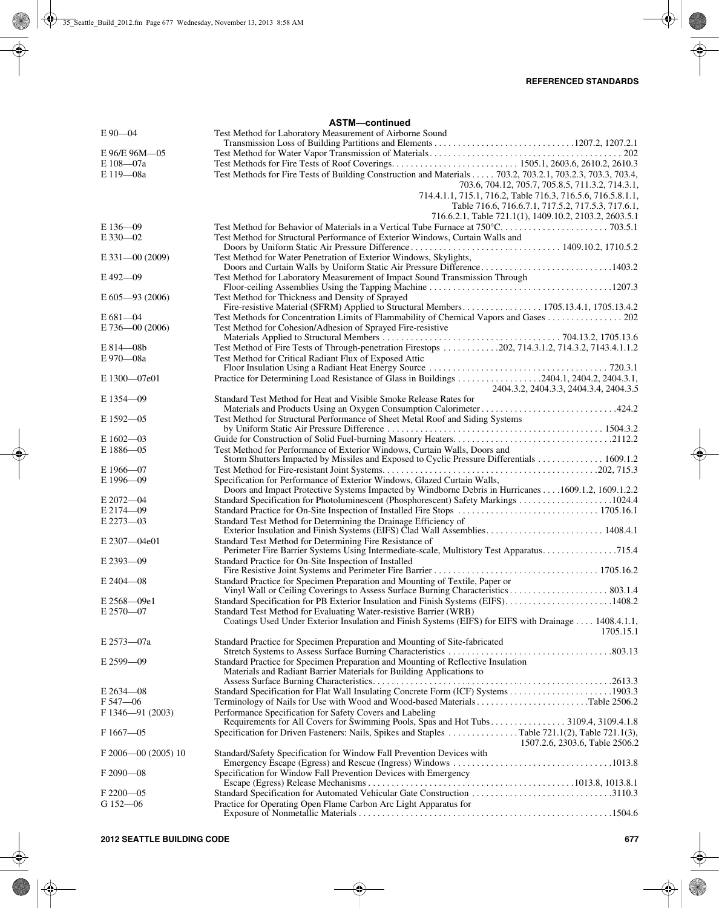## ASTM—continued

| | | |
|---|---|---|
| E 90—04 | Test Method for Laboratory Measurement of Airborne Sound Transmission Loss of Building Partitions and Elements | 1207.2, 1207.2.1 |
| E 96/E 96M—05 | Test Method for Water Vapor Transmission of Materials | 202 |
| E 108—07a | Test Methods for Fire Tests of Roof Coverings | 1505.1, 2603.6, 2610.2, 2610.3 |
| E 119—08a | Test Methods for Fire Tests of Building Construction and Materials | 703.2, 703.2.1, 703.2.3, 703.3, 703.4, 703.6, 704.12, 705.7, 705.8.5, 711.3.2, 714.3.1, 714.4.1.1, 715.1, 716.2, Table 716.3, 716.5.6, 716.5.8.1.1, Table 716.6, 716.6.7.1, 717.5.2, 717.5.3, 717.6.1, 716.6.2.1, Table 721.1(1), 1409.10.2, 2103.2, 2603.5.1 |
| E 136—09 | Test Method for Behavior of Materials in a Vertical Tube Furnace at 750°C | 703.5.1 |
| E 330—02 | Test Method for Structural Performance of Exterior Windows, Curtain Walls and Doors by Uniform Static Air Pressure Difference | 1409.10.2, 1710.5.2 |
| E 331—00 (2009) | Test Method for Water Penetration of Exterior Windows, Skylights, Doors and Curtain Walls by Uniform Static Air Pressure Difference | 1403.2 |
| E 492—09 | Test Method for Laboratory Measurement of Impact Sound Transmission Through Floor-ceiling Assemblies Using the Tapping Machine | 1207.3 |
| E 605—93 (2006) | Test Method for Thickness and Density of Sprayed Fire-resistive Material (SFRM) Applied to Structural Members | 1705.13.4.1, 1705.13.4.2 |
| E 681—04 | Test Methods for Concentration Limits of Flammability of Chemical Vapors and Gases | 202 |
| E 736—00 (2006) | Test Method for Cohesion/Adhesion of Sprayed Fire-resistive Materials Applied to Structural Members | 704.13.2, 1705.13.6 |
| E 814—08b | Test Method of Fire Tests of Through-penetration Firestops | 202, 714.3.1.2, 714.3.2, 7143.4.1.1.2 |
| E 970—08a | Test Method for Critical Radiant Flux of Exposed Attic Floor Insulation Using a Radiant Heat Energy Source | 720.3.1 |
| E 1300—07e01 | Practice for Determining Load Resistance of Glass in Buildings | 2404.1, 2404.2, 2404.3.1, 2404.3.2, 2404.3.3, 2404.3.4, 2404.3.5 |
| E 1354—09 | Standard Test Method for Heat and Visible Smoke Release Rates for Materials and Products Using an Oxygen Consumption Calorimeter | 424.2 |
| E 1592—05 | Test Method for Structural Performance of Sheet Metal Roof and Siding Systems by Uniform Static Air Pressure Difference | 1504.3.2 |
| E 1602—03 | Guide for Construction of Solid Fuel-burning Masonry Heaters | 2112.2 |
| E 1886—05 | Test Method for Performance of Exterior Windows, Curtain Walls, Doors and Storm Shutters Impacted by Missiles and Exposed to Cyclic Pressure Differentials | 1609.1.2 |
| E 1966—07 | Test Method for Fire-resistant Joint Systems | 202, 715.3 |
| E 1996—09 | Specification for Performance of Exterior Windows, Glazed Curtain Walls, Doors and Impact Protective Systems Impacted by Windborne Debris in Hurricanes | 1609.1.2, 1609.1.2.2 |
| E 2072—04 | Standard Specification for Photoluminescent (Phosphorescent) Safety Markings | 1024.4 |
| E 2174—09 | Standard Practice for On-Site Inspection of Installed Fire Stops | 1705.16.1 |
| E 2273—03 | Standard Test Method for Determining the Drainage Efficiency of Exterior Insulation and Finish Systems (EIFS) Clad Wall Assemblies | 1408.4.1 |
| E 2307—04e01 | Standard Test Method for Determining Fire Resistance of Perimeter Fire Barrier Systems Using Intermediate-scale, Multistory Test Apparatus | 715.4 |
| E 2393—09 | Standard Practice for On-Site Inspection of Installed Fire Resistive Joint Systems and Perimeter Fire Barrier | 1705.16.2 |
| E 2404—08 | Standard Practice for Specimen Preparation and Mounting of Textile, Paper or Vinyl Wall or Ceiling Coverings to Assess Surface Burning Characteristics | 803.1.4 |
| E 2568—09e1 | Standard Specification for PB Exterior Insulation and Finish Systems (EIFS) | 1408.2 |
| E 2570—07 | Standard Test Method for Evaluating Water-resistive Barrier (WRB) Coatings Used Under Exterior Insulation and Finish Systems (EIFS) for EIFS with Drainage | 1408.4.1.1, 1705.15.1 |
| E 2573—07a | Standard Practice for Specimen Preparation and Mounting of Site-fabricated Stretch Systems to Assess Surface Burning Characteristics | 803.13 |
| E 2599—09 | Standard Practice for Specimen Preparation and Mounting of Reflective Insulation Materials and Radiant Barrier Materials for Building Applications to Assess Surface Burning Characteristics | 2613.3 |
| E 2634—08 | Standard Specification for Flat Wall Insulating Concrete Form (ICF) Systems | 1903.3 |
| F 547—06 | Terminology of Nails for Use with Wood and Wood-based Materials | Table 2506.2 |
| F 1346—91 (2003) | Performance Specification for Safety Covers and Labeling Requirements for All Covers for Swimming Pools, Spas and Hot Tubs | 3109.4, 3109.4.1.8 |
| F 1667—05 | Specification for Driven Fasteners: Nails, Spikes and Staples | Table 721.1(2), Table 721.1(3), 1507.2.6, 2303.6, Table 2506.2 |
| F 2006—00 (2005) 10 | Standard/Safety Specification for Window Fall Prevention Devices with Emergency Escape (Egress) and Rescue (Ingress) Windows | 1013.8 |
| F 2090—08 | Specification for Window Fall Prevention Devices with Emergency Escape (Egress) Release Mechanisms | 1013.8, 1013.8.1 |
| F 2200—05 | Standard Specification for Automated Vehicular Gate Construction | 3110.3 |
| G 152—06 | Practice for Operating Open Flame Carbon Arc Light Apparatus for Exposure of Nonmetallic Materials | 1504.6 |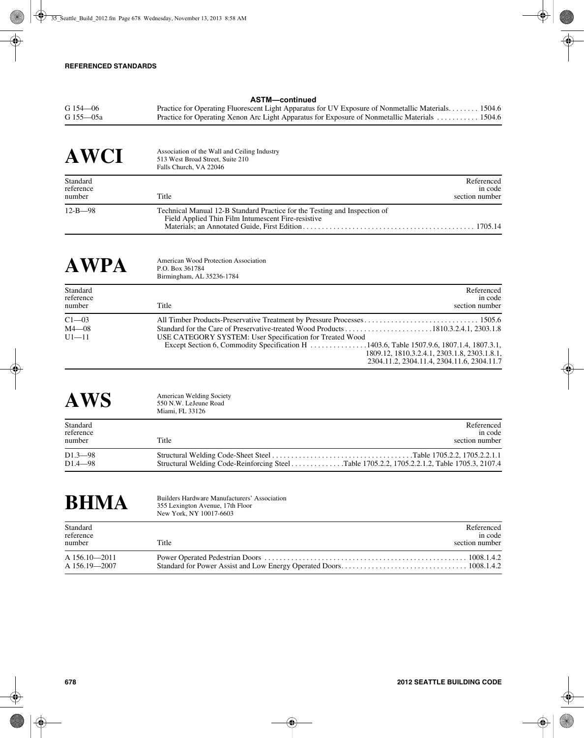**ASTM—continued**

| | | |
|---|---|---|
| G 154—06 | Practice for Operating Fluorescent Light Apparatus for UV Exposure of Nonmetallic Materials | 1504.6 |
| G 155—05a | Practice for Operating Xenon Arc Light Apparatus for Exposure of Nonmetallic Materials | 1504.6 |

# AWCI

Association of the Wall and Ceiling Industry
513 West Broad Street, Suite 210
Falls Church, VA 22046

| Standard reference number | Title | Referenced in code section number |
|---|---|---|
| 12-B—98 | Technical Manual 12-B Standard Practice for the Testing and Inspection of Field Applied Thin Film Intumescent Fire-resistive Materials; an Annotated Guide, First Edition | 1705.14 |

# AWPA

American Wood Protection Association
P.O. Box 361784
Birmingham, AL 35236-1784

| Standard reference number | Title | Referenced in code section number |
|---|---|---|
| C1—03 | All Timber Products-Preservative Treatment by Pressure Processes | 1505.6 |
| M4—08 | Standard for the Care of Preservative-treated Wood Products | 1810.3.2.4.1, 2303.1.8 |
| U1—11 | USE CATEGORY SYSTEM: User Specification for Treated Wood Except Section 6, Commodity Specification H | 1403.6, Table 1507.9.6, 1807.1.4, 1807.3.1, 1809.12, 1810.3.2.4.1, 2303.1.8, 2303.1.8.1, 2304.11.2, 2304.11.4, 2304.11.6, 2304.11.7 |

# AWS

American Welding Society
550 N.W. LeJeune Road
Miami, FL 33126

| Standard reference number | Title | Referenced in code section number |
|---|---|---|
| D1.3—98 | Structural Welding Code-Sheet Steel | Table 1705.2.2, 1705.2.2.1.1 |
| D1.4—98 | Structural Welding Code-Reinforcing Steel | Table 1705.2.2, 1705.2.2.1.2, Table 1705.3, 2107.4 |

# BHMA

Builders Hardware Manufacturers' Association
355 Lexington Avenue, 17th Floor
New York, NY 10017-6603

| Standard reference number | Title | Referenced in code section number |
|---|---|---|
| A 156.10—2011 | Power Operated Pedestrian Doors | 1008.1.4.2 |
| A 156.19—2007 | Standard for Power Assist and Low Energy Operated Doors | 1008.1.4.2 |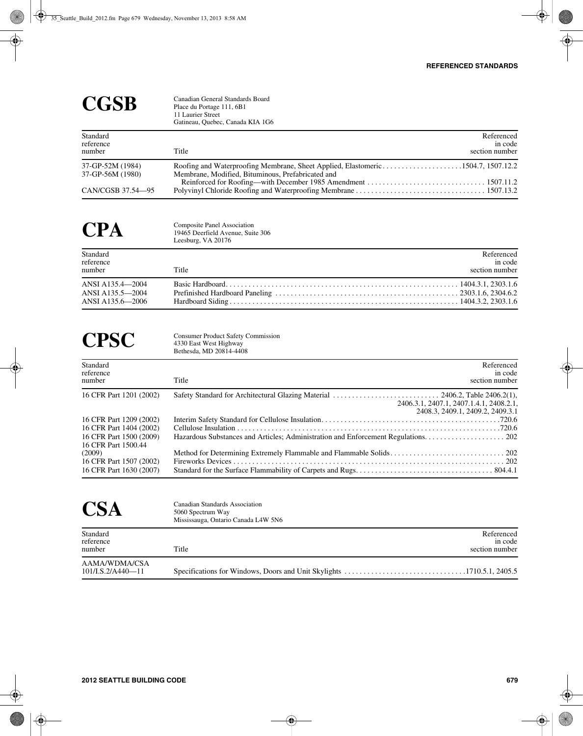# CGSB

Canadian General Standards Board
Place du Portage 111, 6B1
11 Laurier Street
Gatineau, Quebec, Canada KIA 1G6

| Standard reference number | Title | Referenced in code section number |
|---|---|---|
| 37-GP-52M (1984) | Roofing and Waterproofing Membrane, Sheet Applied, Elastomeric | 1504.7, 1507.12.2 |
| 37-GP-56M (1980) | Membrane, Modified, Bituminous, Prefabricated and Reinforced for Roofing—with December 1985 Amendment | 1507.11.2 |
| CAN/CGSB 37.54—95 | Polyvinyl Chloride Roofing and Waterproofing Membrane | 1507.13.2 |

# CPA

Composite Panel Association
19465 Deerfield Avenue, Suite 306
Leesburg, VA 20176

| Standard reference number | Title | Referenced in code section number |
|---|---|---|
| ANSI A135.4—2004 | Basic Hardboard | 1404.3.1, 2303.1.6 |
| ANSI A135.5—2004 | Prefinished Hardboard Paneling | 2303.1.6, 2304.6.2 |
| ANSI A135.6—2006 | Hardboard Siding | 1404.3.2, 2303.1.6 |

# CPSC

Consumer Product Safety Commission
4330 East West Highway
Bethesda, MD 20814-4408

| Standard reference number | Title | Referenced in code section number |
|---|---|---|
| 16 CFR Part 1201 (2002) | Safety Standard for Architectural Glazing Material | 2406.2, Table 2406.2(1), 2406.3.1, 2407.1, 2407.1.4.1, 2408.2.1, 2408.3, 2409.1, 2409.2, 2409.3.1 |
| 16 CFR Part 1209 (2002) | Interim Safety Standard for Cellulose Insulation | 720.6 |
| 16 CFR Part 1404 (2002) | Cellulose Insulation | 720.6 |
| 16 CFR Part 1500 (2009) | Hazardous Substances and Articles; Administration and Enforcement Regulations | 202 |
| 16 CFR Part 1500.44 (2009) | Method for Determining Extremely Flammable and Flammable Solids | 202 |
| 16 CFR Part 1507 (2002) | Fireworks Devices | 202 |
| 16 CFR Part 1630 (2007) | Standard for the Surface Flammability of Carpets and Rugs | 804.4.1 |

# CSA

Canadian Standards Association
5060 Spectrum Way
Mississauga, Ontario Canada L4W 5N6

| Standard reference number | Title | Referenced in code section number |
|---|---|---|
| AAMA/WDMA/CSA 101/I.S.2/A440—11 | Specifications for Windows, Doors and Unit Skylights | 1710.5.1, 2405.5 |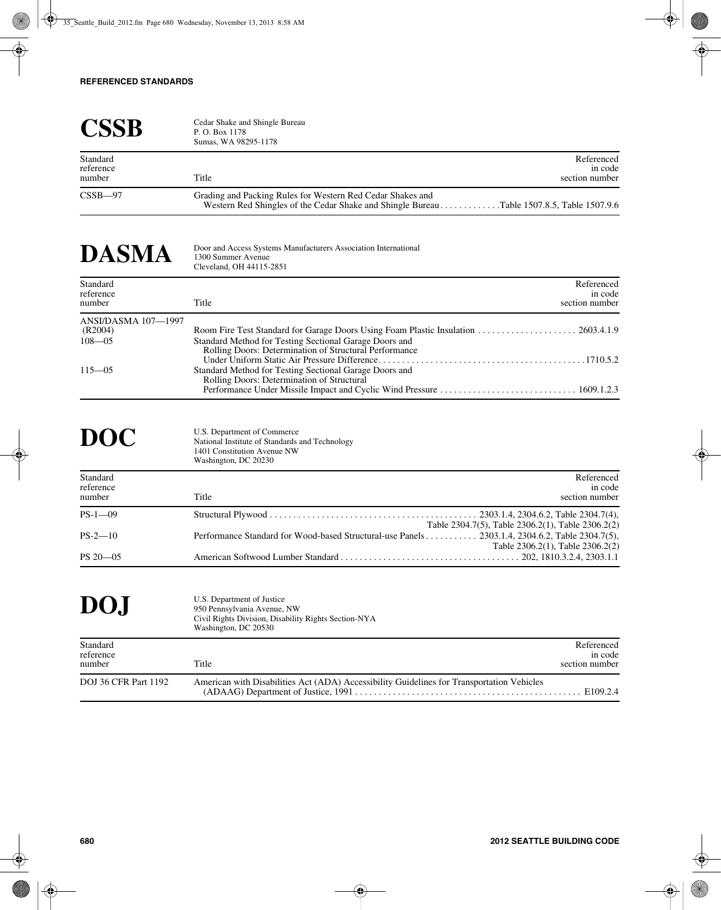# CSSB

Cedar Shake and Shingle Bureau
P. O. Box 1178
Sumas, WA 98295-1178

| Standard reference number | Title | Referenced in code section number |
| --- | --- | --- |
| CSSB—97 | Grading and Packing Rules for Western Red Cedar Shakes and Western Red Shingles of the Cedar Shake and Shingle Bureau | Table 1507.8.5, Table 1507.9.6 |

# DASMA

Door and Access Systems Manufacturers Association International
1300 Summer Avenue
Cleveland, OH 44115-2851

| Standard reference number | Title | Referenced in code section number |
| --- | --- | --- |
| ANSI/DASMA 107—1997 (R2004) | Room Fire Test Standard for Garage Doors Using Foam Plastic Insulation | 2603.4.1.9 |
| 108—05 | Standard Method for Testing Sectional Garage Doors and Rolling Doors: Determination of Structural Performance Under Uniform Static Air Pressure Difference | 1710.5.2 |
| 115—05 | Standard Method for Testing Sectional Garage Doors and Rolling Doors: Determination of Structural Performance Under Missile Impact and Cyclic Wind Pressure | 1609.1.2.3 |

# DOC

U.S. Department of Commerce
National Institute of Standards and Technology
1401 Constitution Avenue NW
Washington, DC 20230

| Standard reference number | Title | Referenced in code section number |
| --- | --- | --- |
| PS-1—09 | Structural Plywood | 2303.1.4, 2304.6.2, Table 2304.7(4), Table 2304.7(5), Table 2306.2(1), Table 2306.2(2) |
| PS-2—10 | Performance Standard for Wood-based Structural-use Panels | 2303.1.4, 2304.6.2, Table 2304.7(5), Table 2306.2(1), Table 2306.2(2) |
| PS 20—05 | American Softwood Lumber Standard | 202, 1810.3.2.4, 2303.1.1 |

# DOJ

U.S. Department of Justice
950 Pennsylvania Avenue, NW
Civil Rights Division, Disability Rights Section-NYA
Washington, DC 20530

| Standard reference number | Title | Referenced in code section number |
| --- | --- | --- |
| DOJ 36 CFR Part 1192 | American with Disabilities Act (ADA) Accessibility Guidelines for Transportation Vehicles (ADAAG) Department of Justice, 1991 | E109.2.4 |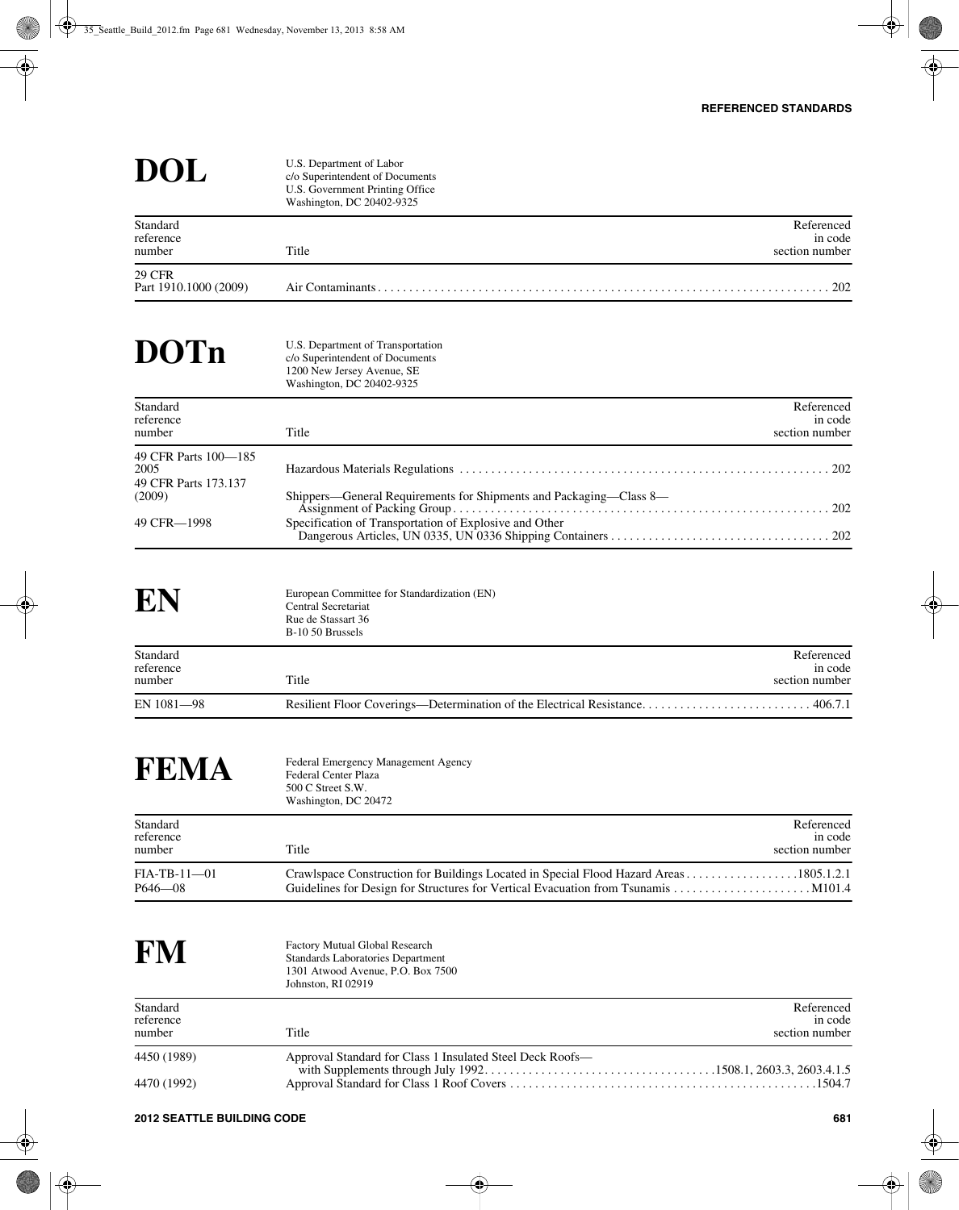# DOL

U.S. Department of Labor
c/o Superintendent of Documents
U.S. Government Printing Office
Washington, DC 20402-9325

| Standard reference number | Title | Referenced in code section number |
|---|---|---|
| 29 CFR Part 1910.1000 (2009) | Air Contaminants | 202 |

# DOTn

U.S. Department of Transportation
c/o Superintendent of Documents
1200 New Jersey Avenue, SE
Washington, DC 20402-9325

| Standard reference number | Title | Referenced in code section number |
|---|---|---|
| 49 CFR Parts 100—185 2005 | Hazardous Materials Regulations | 202 |
| 49 CFR Parts 173.137 (2009) | Shippers—General Requirements for Shipments and Packaging—Class 8—Assignment of Packing Group | 202 |
| 49 CFR—1998 | Specification of Transportation of Explosive and Other Dangerous Articles, UN 0335, UN 0336 Shipping Containers | 202 |

# EN

European Committee for Standardization (EN)
Central Secretariat
Rue de Stassart 36
B-10 50 Brussels

| Standard reference number | Title | Referenced in code section number |
|---|---|---|
| EN 1081—98 | Resilient Floor Coverings—Determination of the Electrical Resistance | 406.7.1 |

# FEMA

Federal Emergency Management Agency
Federal Center Plaza
500 C Street S.W.
Washington, DC 20472

| Standard reference number | Title | Referenced in code section number |
|---|---|---|
| FIA-TB-11—01 | Crawlspace Construction for Buildings Located in Special Flood Hazard Areas | 1805.1.2.1 |
| P646—08 | Guidelines for Design for Structures for Vertical Evacuation from Tsunamis | M101.4 |

# FM

Factory Mutual Global Research
Standards Laboratories Department
1301 Atwood Avenue, P.O. Box 7500
Johnston, RI 02919

| Standard reference number | Title | Referenced in code section number |
|---|---|---|
| 4450 (1989) | Approval Standard for Class 1 Insulated Steel Deck Roofs—with Supplements through July 1992 | 1508.1, 2603.3, 2603.4.1.5 |
| 4470 (1992) | Approval Standard for Class 1 Roof Covers | 1504.7 |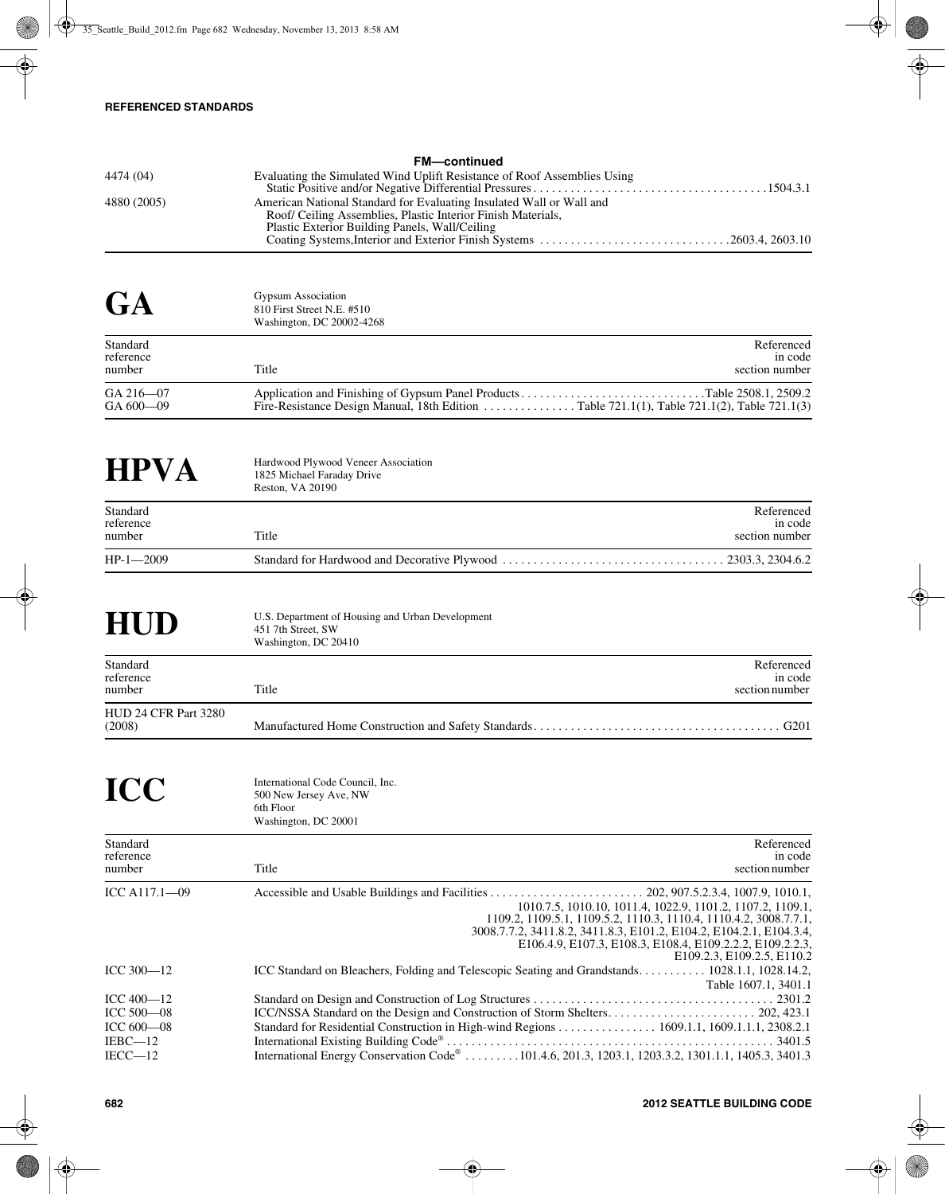## FM—continued

| | | |
|---|---|---|
| 4474 (04) | Evaluating the Simulated Wind Uplift Resistance of Roof Assemblies Using Static Positive and/or Negative Differential Pressures | 1504.3.1 |
| 4880 (2005) | American National Standard for Evaluating Insulated Wall or Wall and Roof/ Ceiling Assemblies, Plastic Interior Finish Materials, Plastic Exterior Building Panels, Wall/Ceiling Coating Systems,Interior and Exterior Finish Systems | 2603.4, 2603.10 |

# GA

Gypsum Association
810 First Street N.E. #510
Washington, DC 20002-4268

| Standard reference number | Title | Referenced in code section number |
|---|---|---|
| GA 216—07 | Application and Finishing of Gypsum Panel Products | Table 2508.1, 2509.2 |
| GA 600—09 | Fire-Resistance Design Manual, 18th Edition | Table 721.1(1), Table 721.1(2), Table 721.1(3) |

# HPVA

Hardwood Plywood Veneer Association
1825 Michael Faraday Drive
Reston, VA 20190

| Standard reference number | Title | Referenced in code section number |
|---|---|---|
| HP-1—2009 | Standard for Hardwood and Decorative Plywood | 2303.3, 2304.6.2 |

# HUD

U.S. Department of Housing and Urban Development
451 7th Street, SW
Washington, DC 20410

| Standard reference number | Title | Referenced in code section number |
|---|---|---|
| HUD 24 CFR Part 3280 (2008) | Manufactured Home Construction and Safety Standards | G201 |

# ICC

International Code Council, Inc.
500 New Jersey Ave, NW
6th Floor
Washington, DC 20001

| Standard reference number | Title | Referenced in code section number |
|---|---|---|
| ICC A117.1—09 | Accessible and Usable Buildings and Facilities | 202, 907.5.2.3.4, 1007.9, 1010.1, 1010.7.5, 1010.10, 1011.4, 1022.9, 1101.2, 1107.2, 1109.1, 1109.2, 1109.5.1, 1109.5.2, 1110.3, 1110.4, 1110.4.2, 3008.7.7.1, 3008.7.7.2, 3411.8.2, 3411.8.3, E101.2, E104.2, E104.2.1, E104.3.4, E106.4.9, E107.3, E108.3, E108.4, E109.2.2.2, E109.2.2.3, E109.2.3, E109.2.5, E110.2 |
| ICC 300—12 | ICC Standard on Bleachers, Folding and Telescopic Seating and Grandstands | 1028.1.1, 1028.14.2, Table 1607.1, 3401.1 |
| ICC 400—12 | Standard on Design and Construction of Log Structures | 2301.2 |
| ICC 500—08 | ICC/NSSA Standard on the Design and Construction of Storm Shelters | 202, 423.1 |
| ICC 600—08 | Standard for Residential Construction in High-wind Regions | 1609.1.1, 1609.1.1.1, 2308.2.1 |
| IEBC—12 | International Existing Building Code® | 3401.5 |
| IECC—12 | International Energy Conservation Code® | 101.4.6, 201.3, 1203.1, 1203.3.2, 1301.1.1, 1405.3, 3401.3 |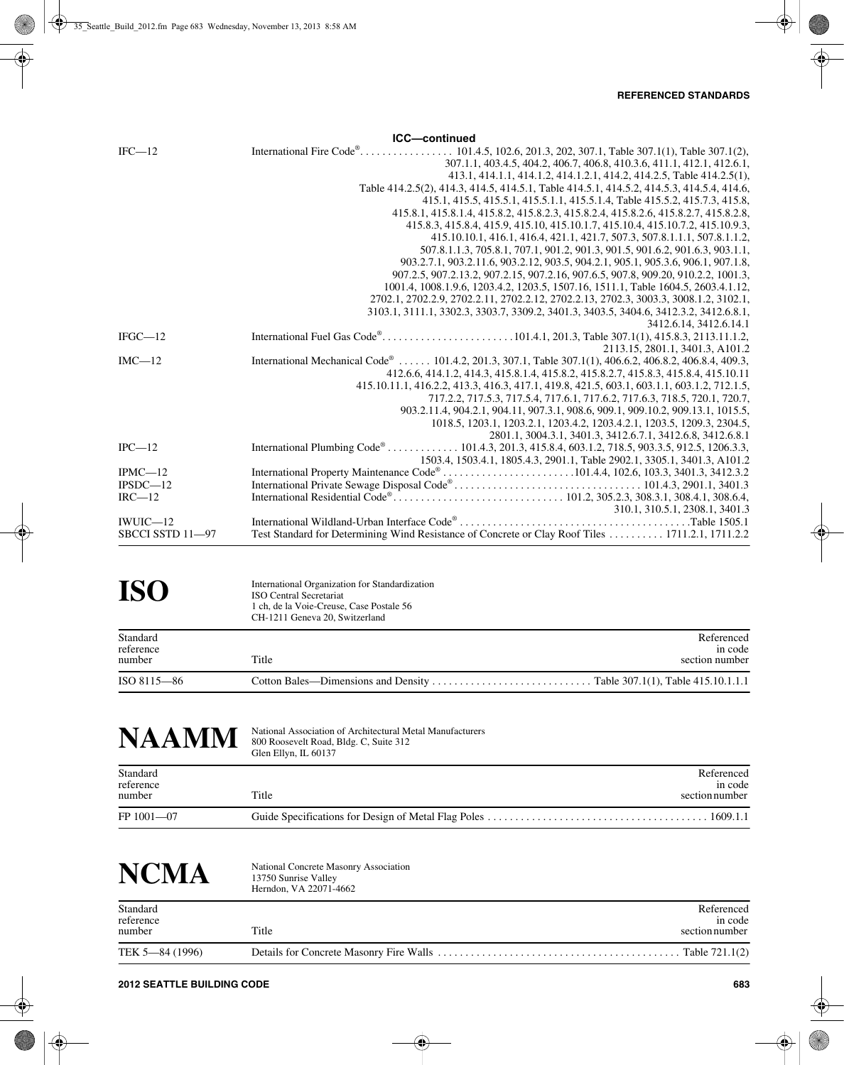**ICC—continued**

| | | |
|---|---|---|
| IFC—12 | International Fire Code® | 101.4.5, 102.6, 201.3, 202, 307.1, Table 307.1(1), Table 307.1(2), 307.1.1, 403.4.5, 404.2, 406.7, 406.8, 410.3.6, 411.1, 412.1, 412.6.1, 413.1, 414.1.1, 414.1.2, 414.1.2.1, 414.2, 414.2.5, Table 414.2.5(1), Table 414.2.5(2), 414.3, 414.5, 414.5.1, Table 414.5.1, 414.5.2, 414.5.3, 414.5.4, 414.6, 415.1, 415.5, 415.5.1, 415.5.1.1, 415.5.1.4, Table 415.5.2, 415.7.3, 415.8, 415.8.1, 415.8.1.4, 415.8.2, 415.8.2.3, 415.8.2.4, 415.8.2.6, 415.8.2.7, 415.8.2.8, 415.8.3, 415.8.4, 415.9, 415.10, 415.10.1.7, 415.10.4, 415.10.7.2, 415.10.9.3, 415.10.10.1, 416.1, 416.4, 421.1, 421.7, 507.3, 507.8.1.1.1, 507.8.1.1.2, 507.8.1.1.3, 705.8.1, 707.1, 901.2, 901.3, 901.5, 901.6.2, 901.6.3, 903.1.1, 903.2.7.1, 903.2.11.6, 903.2.12, 903.5, 904.2.1, 905.1, 905.3.6, 906.1, 907.1.8, 907.2.5, 907.2.13.2, 907.2.15, 907.2.16, 907.6.5, 907.8, 909.20, 910.2.2, 1001.3, 1001.4, 1008.1.9.6, 1203.4.2, 1203.5, 1507.16, 1511.1, Table 1604.5, 2603.4.1.12, 2702.1, 2702.2.9, 2702.2.11, 2702.2.12, 2702.2.13, 2702.3, 3003.3, 3008.1.2, 3102.1, 3103.1, 3111.1, 3302.3, 3303.7, 3309.2, 3401.3, 3403.5, 3404.6, 3412.3.2, 3412.6.8.1, 3412.6.14, 3412.6.14.1 |
| IFGC—12 | International Fuel Gas Code® | 101.4.1, 201.3, Table 307.1(1), 415.8.3, 2113.11.1.2, 2113.15, 2801.1, 3401.3, A101.2 |
| IMC—12 | International Mechanical Code® | 101.4.2, 201.3, 307.1, Table 307.1(1), 406.6.2, 406.8.2, 406.8.4, 409.3, 412.6.6, 414.1.2, 414.3, 415.8.1.4, 415.8.2, 415.8.2.7, 415.8.3, 415.8.4, 415.10.11 415.10.11.1, 416.2.2, 413.3, 416.3, 417.1, 419.8, 421.5, 603.1, 603.1.1, 603.1.2, 712.1.5, 717.2.2, 717.5.3, 717.5.4, 717.6.1, 717.6.2, 717.6.3, 718.5, 720.1, 720.7, 903.2.11.4, 904.2.1, 904.11, 907.3.1, 908.6, 909.1, 909.10.2, 909.13.1, 1015.5, 1018.5, 1203.1, 1203.2.1, 1203.4.2, 1203.4.2.1, 1203.5, 1209.3, 2304.5, 2801.1, 3004.3.1, 3401.3, 3412.6.7.1, 3412.6.8, 3412.6.8.1 |
| IPC—12 | International Plumbing Code® | 101.4.3, 201.3, 415.8.4, 603.1.2, 718.5, 903.3.5, 912.5, 1206.3.3, 1503.4, 1503.4.1, 1805.4.3, 2901.1, Table 2902.1, 3305.1, 3401.3, A101.2 |
| IPMC—12 | International Property Maintenance Code® | 101.4.4, 102.6, 103.3, 3401.3, 3412.3.2 |
| IPSDC—12 | International Private Sewage Disposal Code® | 101.4.3, 2901.1, 3401.3 |
| IRC—12 | International Residential Code® | 101.2, 305.2.3, 308.3.1, 308.4.1, 308.6.4, 310.1, 310.5.1, 2308.1, 3401.3 |
| IWUIC—12 | International Wildland-Urban Interface Code® | Table 1505.1 |
| SBCCI SSTD 11—97 | Test Standard for Determining Wind Resistance of Concrete or Clay Roof Tiles | 1711.2.1, 1711.2.2 |

# ISO

International Organization for Standardization
ISO Central Secretariat
1 ch, de la Voie-Creuse, Case Postale 56
CH-1211 Geneva 20, Switzerland

| Standard reference number | Title | Referenced in code section number |
|---|---|---|
| ISO 8115—86 | Cotton Bales—Dimensions and Density | Table 307.1(1), Table 415.10.1.1.1 |

# NAAMM

National Association of Architectural Metal Manufacturers
800 Roosevelt Road, Bldg. C, Suite 312
Glen Ellyn, IL 60137

| Standard reference number | Title | Referenced in code section number |
|---|---|---|
| FP 1001—07 | Guide Specifications for Design of Metal Flag Poles | 1609.1.1 |

# NCMA

National Concrete Masonry Association
13750 Sunrise Valley
Herndon, VA 22071-4662

| Standard reference number | Title | Referenced in code section number |
|---|---|---|
| TEK 5—84 (1996) | Details for Concrete Masonry Fire Walls | Table 721.1(2) |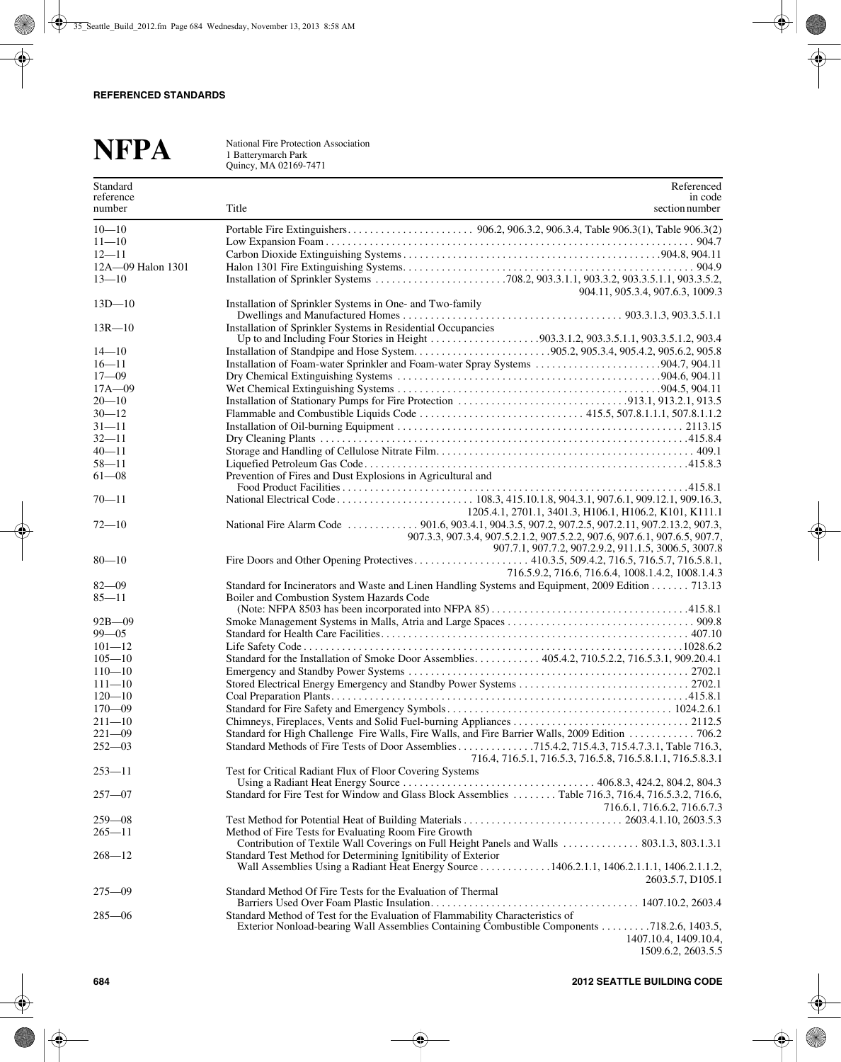## REFERENCED STANDARDS

# NFPA

National Fire Protection Association
1 Batterymarch Park
Quincy, MA 02169-7471

| Standard reference number | Title | Referenced in code section number |
|---|---|---|
| 10—10 | Portable Fire Extinguishers | 906.2, 906.3.2, 906.3.4, Table 906.3(1), Table 906.3(2) |
| 11—10 | Low Expansion Foam | 904.7 |
| 12—11 | Carbon Dioxide Extinguishing Systems | 904.8, 904.11 |
| 12A—09 Halon 1301 | Halon 1301 Fire Extinguishing Systems | 904.9 |
| 13—10 | Installation of Sprinkler Systems | 708.2, 903.3.1.1, 903.3.2, 903.3.5.1.1, 903.3.5.2, 904.11, 905.3.4, 907.6.3, 1009.3 |
| 13D—10 | Installation of Sprinkler Systems in One- and Two-family Dwellings and Manufactured Homes | 903.3.1.3, 903.3.5.1.1 |
| 13R—10 | Installation of Sprinkler Systems in Residential Occupancies Up to and Including Four Stories in Height | 903.3.1.2, 903.3.5.1.1, 903.3.5.1.2, 903.4 |
| 14—10 | Installation of Standpipe and Hose System | 905.2, 905.3.4, 905.4.2, 905.6.2, 905.8 |
| 16—11 | Installation of Foam-water Sprinkler and Foam-water Spray Systems | 904.7, 904.11 |
| 17—09 | Dry Chemical Extinguishing Systems | 904.6, 904.11 |
| 17A—09 | Wet Chemical Extinguishing Systems | 904.5, 904.11 |
| 20—10 | Installation of Stationary Pumps for Fire Protection | 913.1, 913.2.1, 913.5 |
| 30—12 | Flammable and Combustible Liquids Code | 415.5, 507.8.1.1.1, 507.8.1.1.2 |
| 31—11 | Installation of Oil-burning Equipment | 2113.15 |
| 32—11 | Dry Cleaning Plants | 415.8.4 |
| 40—11 | Storage and Handling of Cellulose Nitrate Film | 409.1 |
| 58—11 | Liquefied Petroleum Gas Code | 415.8.3 |
| 61—08 | Prevention of Fires and Dust Explosions in Agricultural and Food Product Facilities | 415.8.1 |
| 70—11 | National Electrical Code | 108.3, 415.10.1.8, 904.3.1, 907.6.1, 909.12.1, 909.16.3, 1205.4.1, 2701.1, 3401.3, H106.1, H106.2, K101, K111.1 |
| 72—10 | National Fire Alarm Code | 901.6, 903.4.1, 904.3.5, 907.2, 907.2.5, 907.2.11, 907.2.13.2, 907.3, 907.3.3, 907.3.4, 907.5.2.1.2, 907.5.2.2, 907.6, 907.6.1, 907.6.5, 907.7, 907.7.1, 907.7.2, 907.2.9.2, 911.1.5, 3006.5, 3007.8 |
| 80—10 | Fire Doors and Other Opening Protectives | 410.3.5, 509.4.2, 716.5, 716.5.7, 716.5.8.1, 716.5.9.2, 716.6, 716.6.4, 1008.1.4.2, 1008.1.4.3 |
| 82—09 | Standard for Incinerators and Waste and Linen Handling Systems and Equipment, 2009 Edition | 713.13 |
| 85—11 | Boiler and Combustion System Hazards Code (Note: NFPA 8503 has been incorporated into NFPA 85) | 415.8.1 |
| 92B—09 | Smoke Management Systems in Malls, Atria and Large Spaces | 909.8 |
| 99—05 | Standard for Health Care Facilities | 407.10 |
| 101—12 | Life Safety Code | 1028.6.2 |
| 105—10 | Standard for the Installation of Smoke Door Assemblies | 405.4.2, 710.5.2.2, 716.5.3.1, 909.20.4.1 |
| 110—10 | Emergency and Standby Power Systems | 2702.1 |
| 111—10 | Stored Electrical Energy Emergency and Standby Power Systems | 2702.1 |
| 120—10 | Coal Preparation Plants | 415.8.1 |
| 170—09 | Standard for Fire Safety and Emergency Symbols | 1024.2.6.1 |
| 211—10 | Chimneys, Fireplaces, Vents and Solid Fuel-burning Appliances | 2112.5 |
| 221—09 | Standard for High Challenge Fire Walls, Fire Walls, and Fire Barrier Walls, 2009 Edition | 706.2 |
| 252—03 | Standard Methods of Fire Tests of Door Assemblies | 715.4.2, 715.4.3, 715.4.7.3.1, Table 716.3, 716.4, 716.5.1, 716.5.3, 716.5.8, 716.5.8.1.1, 716.5.8.3.1 |
| 253—11 | Test for Critical Radiant Flux of Floor Covering Systems Using a Radiant Heat Energy Source | 406.8.3, 424.2, 804.2, 804.3 |
| 257—07 | Standard for Fire Test for Window and Glass Block Assemblies | Table 716.3, 716.4, 716.5.3.2, 716.6, 716.6.1, 716.6.2, 716.7.3 |
| 259—08 | Test Method for Potential Heat of Building Materials | 2603.4.1.10, 2603.5.3 |
| 265—11 | Method of Fire Tests for Evaluating Room Fire Growth Contribution of Textile Wall Coverings on Full Height Panels and Walls | 803.1.3, 803.1.3.1 |
| 268—12 | Standard Test Method for Determining Ignitibility of Exterior Wall Assemblies Using a Radiant Heat Energy Source | 1406.2.1.1, 1406.2.1.1.1, 1406.2.1.1.2, 2603.5.7, D105.1 |
| 275—09 | Standard Method Of Fire Tests for the Evaluation of Thermal Barriers Used Over Foam Plastic Insulation | 1407.10.2, 2603.4 |
| 285—06 | Standard Method of Test for the Evaluation of Flammability Characteristics of Exterior Nonload-bearing Wall Assemblies Containing Combustible Components | 718.2.6, 1403.5, 1407.10.4, 1409.10.4, 1509.6.2, 2603.5.5 |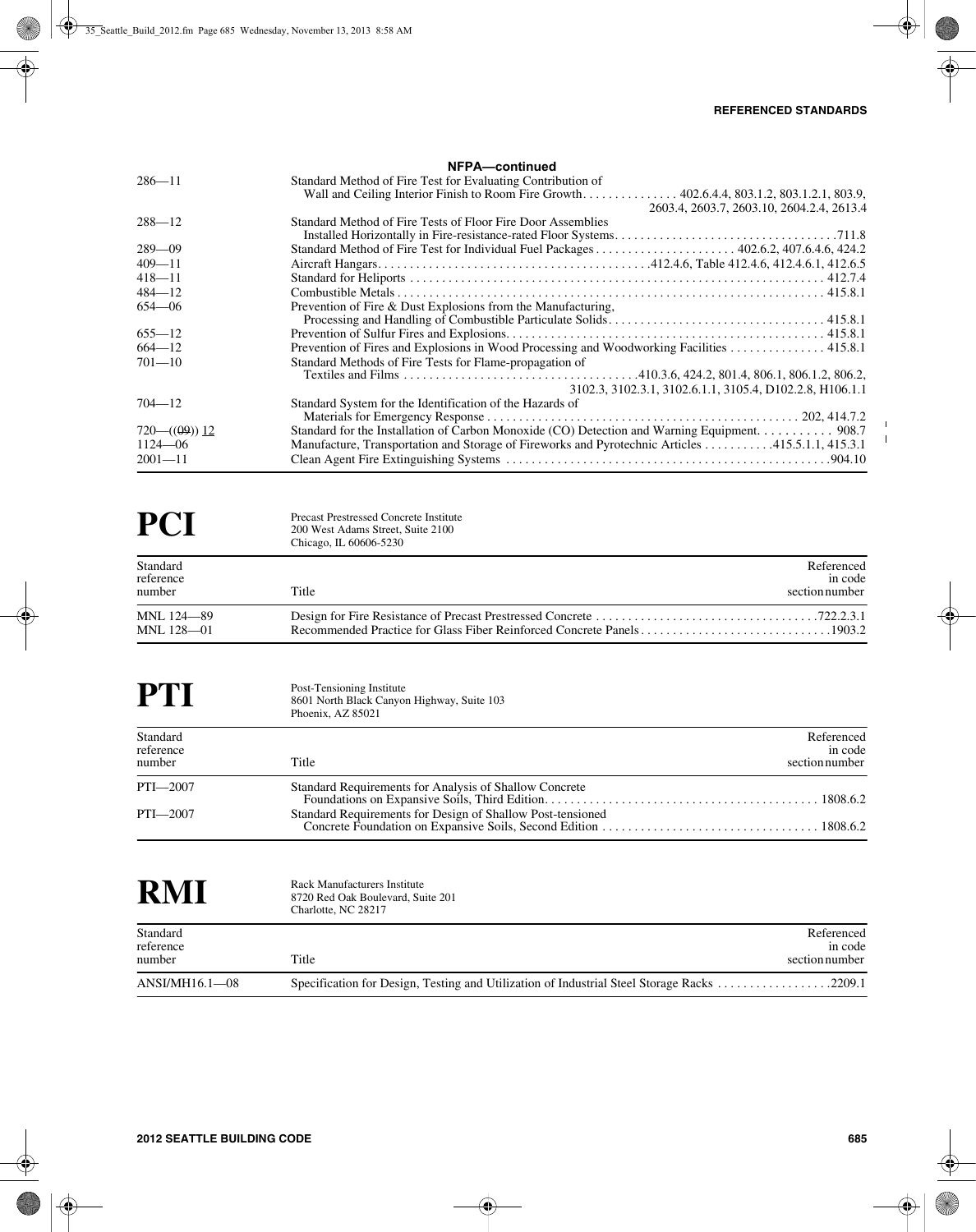### NFPA—continued

| Standard reference number | Title | Referenced in code section number |
|---|---|---|
| 286—11 | Standard Method of Fire Test for Evaluating Contribution of Wall and Ceiling Interior Finish to Room Fire Growth | 402.6.4.4, 803.1.2, 803.1.2.1, 803.9, 2603.4, 2603.7, 2603.10, 2604.2.4, 2613.4 |
| 288—12 | Standard Method of Fire Tests of Floor Fire Door Assemblies Installed Horizontally in Fire-resistance-rated Floor Systems | 711.8 |
| 289—09 | Standard Method of Fire Test for Individual Fuel Packages | 402.6.2, 407.6.4.6, 424.2 |
| 409—11 | Aircraft Hangars | 412.4.6, Table 412.4.6, 412.4.6.1, 412.6.5 |
| 418—11 | Standard for Heliports | 412.7.4 |
| 484—12 | Combustible Metals | 415.8.1 |
| 654—06 | Prevention of Fire & Dust Explosions from the Manufacturing, Processing and Handling of Combustible Particulate Solids | 415.8.1 |
| 655—12 | Prevention of Sulfur Fires and Explosions | 415.8.1 |
| 664—12 | Prevention of Fires and Explosions in Wood Processing and Woodworking Facilities | 415.8.1 |
| 701—10 | Standard Methods of Fire Tests for Flame-propagation of Textiles and Films | 410.3.6, 424.2, 801.4, 806.1, 806.1.2, 806.2, 3102.3, 3102.3.1, 3102.6.1.1, 3105.4, D102.2.8, H106.1.1 |
| 704—12 | Standard System for the Identification of the Hazards of Materials for Emergency Response | 202, 414.7.2 |
| 720—((~~09~~)) 12 | Standard for the Installation of Carbon Monoxide (CO) Detection and Warning Equipment | 908.7 |
| 1124—06 | Manufacture, Transportation and Storage of Fireworks and Pyrotechnic Articles | 415.5.1.1, 415.3.1 |
| 2001—11 | Clean Agent Fire Extinguishing Systems | 904.10 |

# PCI

Precast Prestressed Concrete Institute
200 West Adams Street, Suite 2100
Chicago, IL 60606-5230

| Standard reference number | Title | Referenced in code section number |
|---|---|---|
| MNL 124—89 | Design for Fire Resistance of Precast Prestressed Concrete | 722.2.3.1 |
| MNL 128—01 | Recommended Practice for Glass Fiber Reinforced Concrete Panels | 1903.2 |

# PTI

Post-Tensioning Institute
8601 North Black Canyon Highway, Suite 103
Phoenix, AZ 85021

| Standard reference number | Title | Referenced in code section number |
|---|---|---|
| PTI—2007 | Standard Requirements for Analysis of Shallow Concrete Foundations on Expansive Soils, Third Edition | 1808.6.2 |
| PTI—2007 | Standard Requirements for Design of Shallow Post-tensioned Concrete Foundation on Expansive Soils, Second Edition | 1808.6.2 |

# RMI

Rack Manufacturers Institute
8720 Red Oak Boulevard, Suite 201
Charlotte, NC 28217

| Standard reference number | Title | Referenced in code section number |
|---|---|---|
| ANSI/MH16.1—08 | Specification for Design, Testing and Utilization of Industrial Steel Storage Racks | 2209.1 |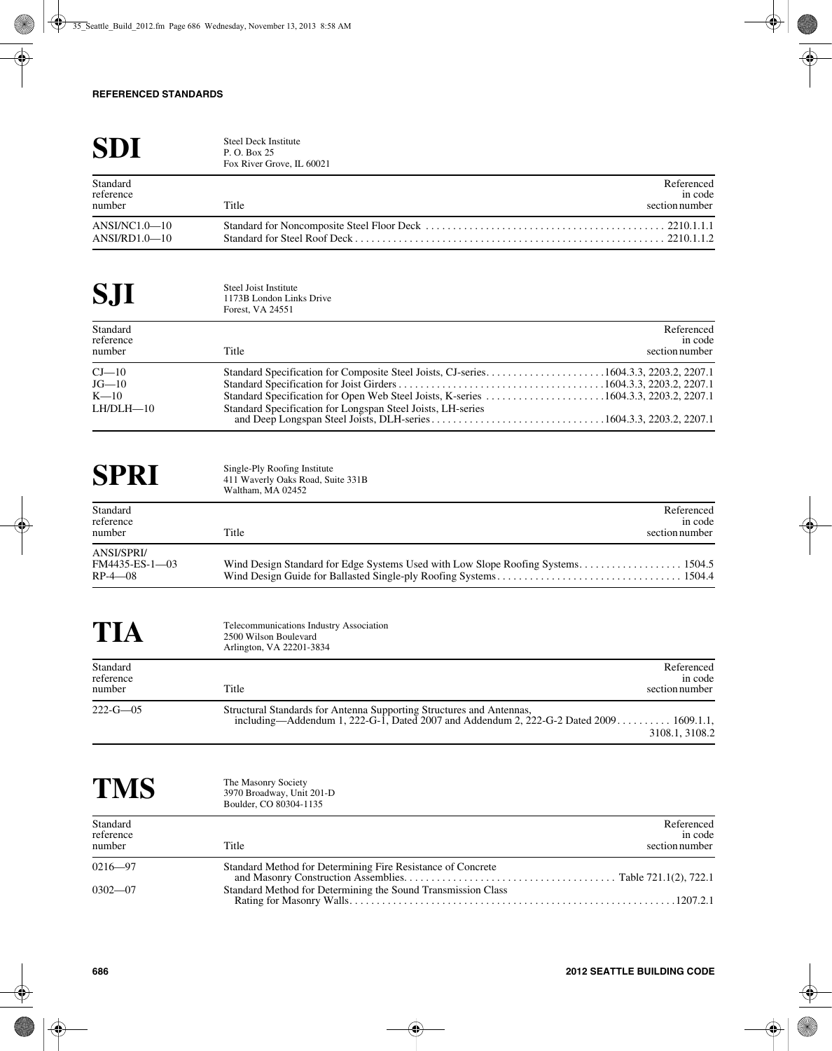## SDI

Steel Deck Institute
P. O. Box 25
Fox River Grove, IL 60021

| Standard reference number | Title | Referenced in code section number |
|---|---|---|
| ANSI/NC1.0—10 | Standard for Noncomposite Steel Floor Deck | 2210.1.1.1 |
| ANSI/RD1.0—10 | Standard for Steel Roof Deck | 2210.1.1.2 |

## SJI

Steel Joist Institute
1173B London Links Drive
Forest, VA 24551

| Standard reference number | Title | Referenced in code section number |
|---|---|---|
| CJ—10 | Standard Specification for Composite Steel Joists, CJ-series | 1604.3.3, 2203.2, 2207.1 |
| JG—10 | Standard Specification for Joist Girders | 1604.3.3, 2203.2, 2207.1 |
| K—10 | Standard Specification for Open Web Steel Joists, K-series | 1604.3.3, 2203.2, 2207.1 |
| LH/DLH—10 | Standard Specification for Longspan Steel Joists, LH-series and Deep Longspan Steel Joists, DLH-series | 1604.3.3, 2203.2, 2207.1 |

## SPRI

Single-Ply Roofing Institute
411 Waverly Oaks Road, Suite 331B
Waltham, MA 02452

| Standard reference number | Title | Referenced in code section number |
|---|---|---|
| ANSI/SPRI/ FM4435-ES-1—03 | Wind Design Standard for Edge Systems Used with Low Slope Roofing Systems | 1504.5 |
| RP-4—08 | Wind Design Guide for Ballasted Single-ply Roofing Systems | 1504.4 |

## TIA

Telecommunications Industry Association
2500 Wilson Boulevard
Arlington, VA 22201-3834

| Standard reference number | Title | Referenced in code section number |
|---|---|---|
| 222-G—05 | Structural Standards for Antenna Supporting Structures and Antennas, including—Addendum 1, 222-G-1, Dated 2007 and Addendum 2, 222-G-2 Dated 2009 | 1609.1.1, 3108.1, 3108.2 |

## TMS

The Masonry Society
3970 Broadway, Unit 201-D
Boulder, CO 80304-1135

| Standard reference number | Title | Referenced in code section number |
|---|---|---|
| 0216—97 | Standard Method for Determining Fire Resistance of Concrete and Masonry Construction Assemblies | Table 721.1(2), 722.1 |
| 0302—07 | Standard Method for Determining the Sound Transmission Class Rating for Masonry Walls | 1207.2.1 |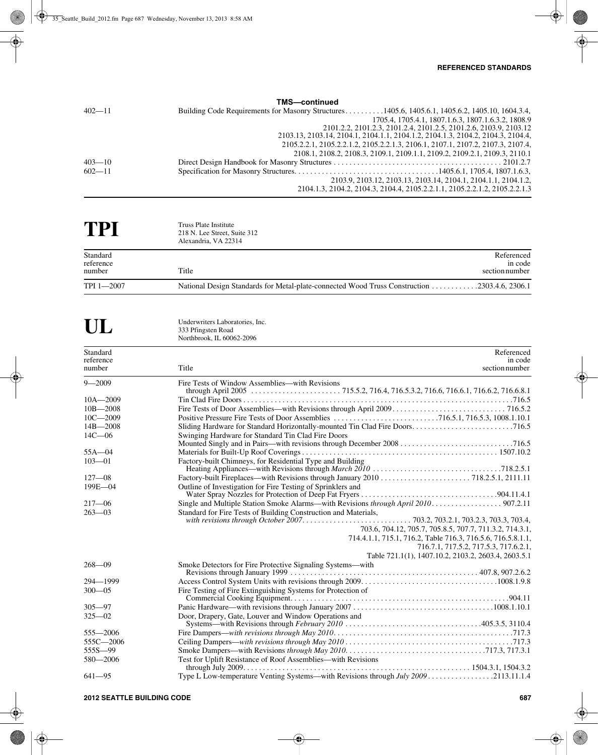**TMS—continued**

| | | |
|---|---|---|
| 402—11 | Building Code Requirements for Masonry Structures | 1405.6, 1405.6.1, 1405.6.2, 1405.10, 1604.3.4, 1705.4, 1705.4.1, 1807.1.6.3, 1807.1.6.3.2, 1808.9 2101.2.2, 2101.2.3, 2101.2.4, 2101.2.5, 2101.2.6, 2103.9, 2103.12 2103.13, 2103.14, 2104.1, 2104.1.1, 2104.1.2, 2104.1.3, 2104.2, 2104.3, 2104.4, 2105.2.2.1, 2105.2.2.1.2, 2105.2.2.1.3, 2106.1, 2107.1, 2107.2, 2107.3, 2107.4, 2108.1, 2108.2, 2108.3, 2109.1, 2109.1.1, 2109.2, 2109.2.1, 2109.3, 2110.1 |
| 403—10 | Direct Design Handbook for Masonry Structures | 2101.2.7 |
| 602—11 | Specification for Masonry Structures. | 1405.6.1, 1705.4, 1807.1.6.3, 2103.9, 2103.12, 2103.13, 2103.14, 2104.1, 2104.1.1, 2104.1.2, 2104.1.3, 2104.2, 2104.3, 2104.4, 2105.2.2.1.1, 2105.2.2.1.2, 2105.2.2.1.3 |

# TPI

Truss Plate Institute
218 N. Lee Street, Suite 312
Alexandria, VA 22314

| Standard reference number | Title | Referenced in code section number |
|---|---|---|
| TPI 1—2007 | National Design Standards for Metal-plate-connected Wood Truss Construction | 2303.4.6, 2306.1 |

# UL

Underwriters Laboratories, Inc.
333 Pfingsten Road
Northbrook, IL 60062-2096

| Standard reference number | Title | Referenced in code section number |
|---|---|---|
| 9—2009 | Fire Tests of Window Assemblies—with Revisions through April 2005 | 715.5.2, 716.4, 716.5.3.2, 716.6, 716.6.1, 716.6.2, 716.6.8.1 |
| 10A—2009 | Tin Clad Fire Doors | 716.5 |
| 10B—2008 | Fire Tests of Door Assemblies—with Revisions through April 2009 | 716.5.2 |
| 10C—2009 | Positive Pressure Fire Tests of Door Assemblies | 716.5.1, 716.5.3, 1008.1.10.1 |
| 14B—2008 | Sliding Hardware for Standard Horizontally-mounted Tin Clad Fire Doors | 716.5 |
| 14C—06 | Swinging Hardware for Standard Tin Clad Fire Doors Mounted Singly and in Pairs—with revisions through December 2008 | 716.5 |
| 55A—04 | Materials for Built-Up Roof Coverings | 1507.10.2 |
| 103—01 | Factory-built Chimneys, for Residential Type and Building Heating Appliances—with Revisions through *March 2010* | 718.2.5.1 |
| 127—08 | Factory-built Fireplaces—with Revisions through January 2010 | 718.2.5.1, 2111.11 |
| 199E—04 | Outline of Investigation for Fire Testing of Sprinklers and Water Spray Nozzles for Protection of Deep Fat Fryers | 904.11.4.1 |
| 217—06 | Single and Multiple Station Smoke Alarms—with Revisions *through April 2010* | 907.2.11 |
| 263—03 | Standard for Fire Tests of Building Construction and Materials, *with revisions through October 2007* | 703.2, 703.2.1, 703.2.3, 703.3, 703.4, 703.6, 704.12, 705.7, 705.8.5, 707.7, 711.3.2, 714.3.1, 714.4.1.1, 715.1, 716.2, Table 716.3, 716.5.6, 716.5.8.1.1, 716.7.1, 717.5.2, 717.5.3, 717.6.2.1, Table 721.1(1), 1407.10.2, 2103.2, 2603.4, 2603.5.1 |
| 268—09 | Smoke Detectors for Fire Protective Signaling Systems—with Revisions through January 1999 | 407.8, 907.2.6.2 |
| 294—1999 | Access Control System Units with revisions through 2009 | 1008.1.9.8 |
| 300—05 | Fire Testing of Fire Extinguishing Systems for Protection of Commercial Cooking Equipment | 904.11 |
| 305—97 | Panic Hardware—with revisions through January 2007 | 1008.1.10.1 |
| 325—02 | Door, Drapery, Gate, Louver and Window Operations and Systems—with Revisions through *February 2010* | 405.3.5, 3110.4 |
| 555—2006 | Fire Dampers—*with revisions through May 2010* | 717.3 |
| 555C—2006 | Ceiling Dampers—*with revisions through May 2010* | 717.3 |
| 555S—99 | Smoke Dampers—with Revisions *through May 2010* | 717.3, 717.3.1 |
| 580—2006 | Test for Uplift Resistance of Roof Assemblies—with Revisions through July 2009 | 1504.3.1, 1504.3.2 |
| 641—95 | Type L Low-temperature Venting Systems—with Revisions through *July 2009* | 2113.11.1.4 |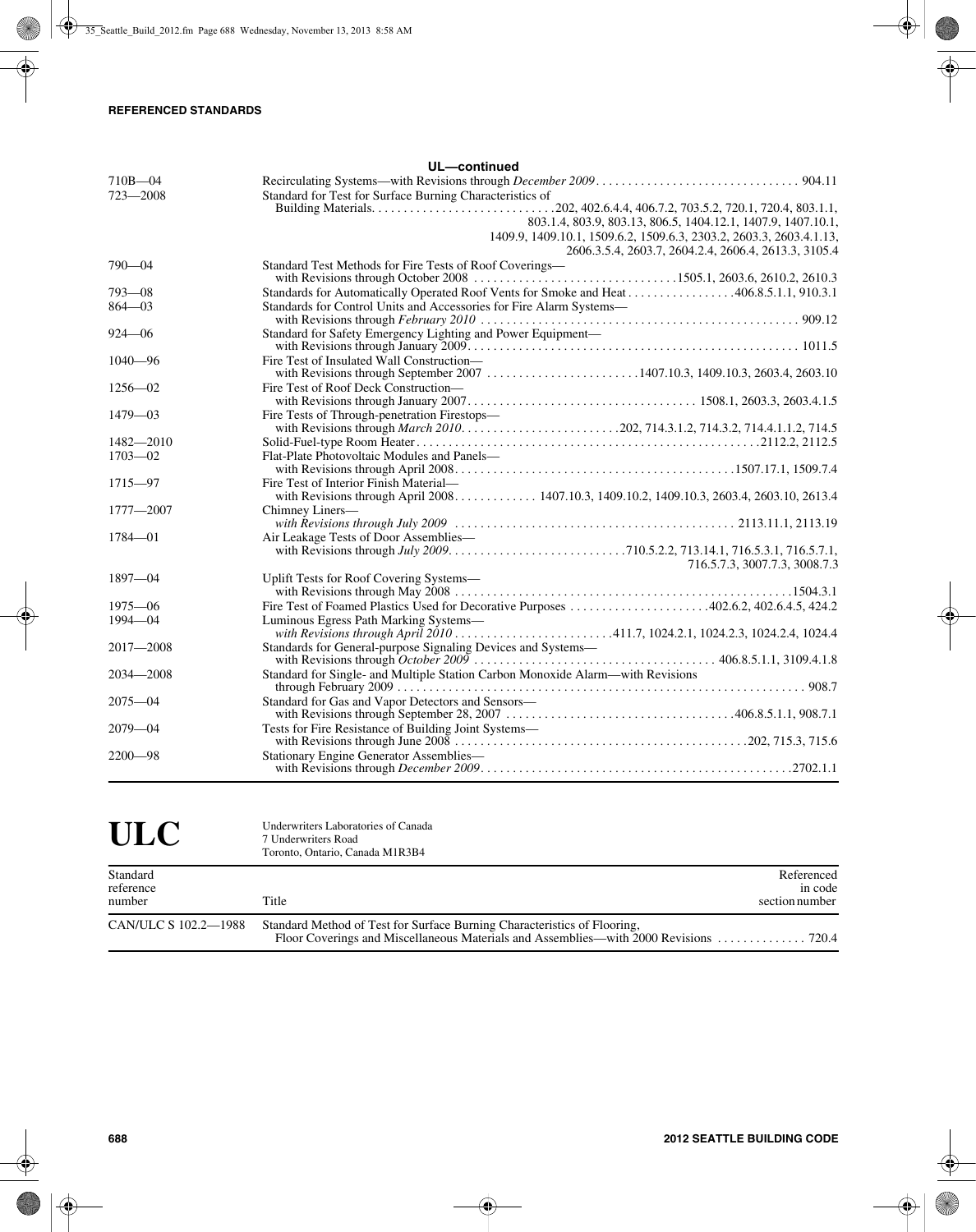## UL—continued

| Standard reference number | Title | Referenced in code section number |
|---|---|---|
| 710B—04 | Recirculating Systems—with Revisions through *December 2009* | 904.11 |
| 723—2008 | Standard for Test for Surface Burning Characteristics of Building Materials | 202, 402.6.4.4, 406.7.2, 703.5.2, 720.1, 720.4, 803.1.1, 803.1.4, 803.9, 803.13, 806.5, 1404.12.1, 1407.9, 1407.10.1, 1409.9, 1409.10.1, 1509.6.2, 1509.6.3, 2303.2, 2603.3, 2603.4.1.13, 2606.3.5.4, 2603.7, 2604.2.4, 2606.4, 2613.3, 3105.4 |
| 790—04 | Standard Test Methods for Fire Tests of Roof Coverings—with Revisions through October 2008 | 1505.1, 2603.6, 2610.2, 2610.3 |
| 793—08 | Standards for Automatically Operated Roof Vents for Smoke and Heat | 406.8.5.1.1, 910.3.1 |
| 864—03 | Standards for Control Units and Accessories for Fire Alarm Systems—with Revisions through *February 2010* | 909.12 |
| 924—06 | Standard for Safety Emergency Lighting and Power Equipment—with Revisions through January 2009 | 1011.5 |
| 1040—96 | Fire Test of Insulated Wall Construction—with Revisions through September 2007 | 1407.10.3, 1409.10.3, 2603.4, 2603.10 |
| 1256—02 | Fire Test of Roof Deck Construction—with Revisions through January 2007 | 1508.1, 2603.3, 2603.4.1.5 |
| 1479—03 | Fire Tests of Through-penetration Firestops—with Revisions through *March 2010* | 202, 714.3.1.2, 714.3.2, 714.4.1.1.2, 714.5 |
| 1482—2010 | Solid-Fuel-type Room Heater | 2112.2, 2112.5 |
| 1703—02 | Flat-Plate Photovoltaic Modules and Panels—with Revisions through April 2008 | 1507.17.1, 1509.7.4 |
| 1715—97 | Fire Test of Interior Finish Material—with Revisions through April 2008 | 1407.10.3, 1409.10.2, 1409.10.3, 2603.4, 2603.10, 2613.4 |
| 1777—2007 | Chimney Liners—*with Revisions through July 2009* | 2113.11.1, 2113.19 |
| 1784—01 | Air Leakage Tests of Door Assemblies—with Revisions through *July 2009* | 710.5.2.2, 713.14.1, 716.5.3.1, 716.5.7.1, 716.5.7.3, 3007.7.3, 3008.7.3 |
| 1897—04 | Uplift Tests for Roof Covering Systems—with Revisions through May 2008 | 1504.3.1 |
| 1975—06 | Fire Test of Foamed Plastics Used for Decorative Purposes | 402.6.2, 402.6.4.5, 424.2 |
| 1994—04 | Luminous Egress Path Marking Systems—*with Revisions through April 2010* | 411.7, 1024.2.1, 1024.2.3, 1024.2.4, 1024.4 |
| 2017—2008 | Standards for General-purpose Signaling Devices and Systems—with Revisions through *October 2009* | 406.8.5.1.1, 3109.4.1.8 |
| 2034—2008 | Standard for Single- and Multiple Station Carbon Monoxide Alarm—with Revisions through February 2009 | 908.7 |
| 2075—04 | Standard for Gas and Vapor Detectors and Sensors—with Revisions through September 28, 2007 | 406.8.5.1.1, 908.7.1 |
| 2079—04 | Tests for Fire Resistance of Building Joint Systems—with Revisions through June 2008 | 202, 715.3, 715.6 |
| 2200—98 | Stationary Engine Generator Assemblies—with Revisions through *December 2009* | 2702.1.1 |

# ULC

Underwriters Laboratories of Canada
7 Underwriters Road
Toronto, Ontario, Canada M1R3B4

| Standard reference number | Title | Referenced in code section number |
|---|---|---|
| CAN/ULC S 102.2—1988 | Standard Method of Test for Surface Burning Characteristics of Flooring, Floor Coverings and Miscellaneous Materials and Assemblies—with 2000 Revisions | 720.4 |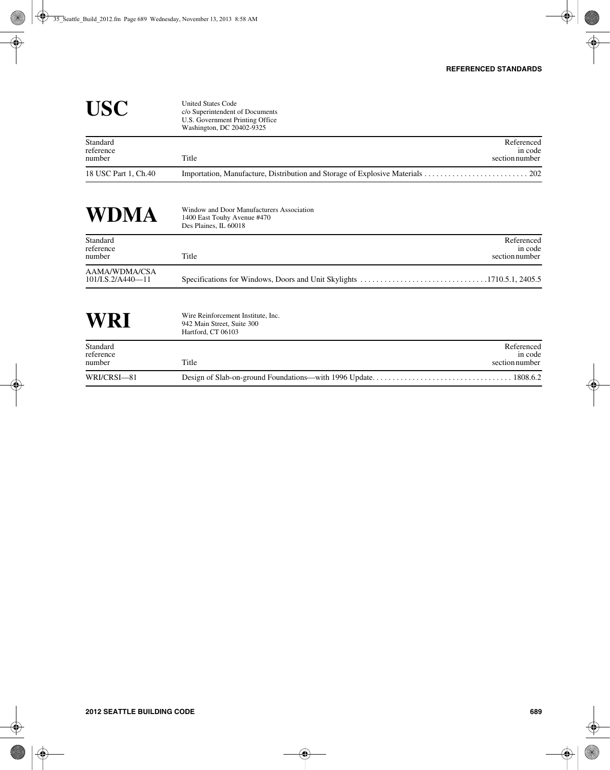## USC

United States Code
c/o Superintendent of Documents
U.S. Government Printing Office
Washington, DC 20402-9325

| Standard reference number | Title | Referenced in code section number |
|---|---|---|
| 18 USC Part 1, Ch.40 | Importation, Manufacture, Distribution and Storage of Explosive Materials | 202 |

## WDMA

Window and Door Manufacturers Association
1400 East Touhy Avenue #470
Des Plaines, IL 60018

| Standard reference number | Title | Referenced in code section number |
|---|---|---|
| AAMA/WDMA/CSA 101/I.S.2/A440—11 | Specifications for Windows, Doors and Unit Skylights | 1710.5.1, 2405.5 |

## WRI

Wire Reinforcement Institute, Inc.
942 Main Street, Suite 300
Hartford, CT 06103

| Standard reference number | Title | Referenced in code section number |
|---|---|---|
| WRI/CRSI—81 | Design of Slab-on-ground Foundations—with 1996 Update | 1808.6.2 |